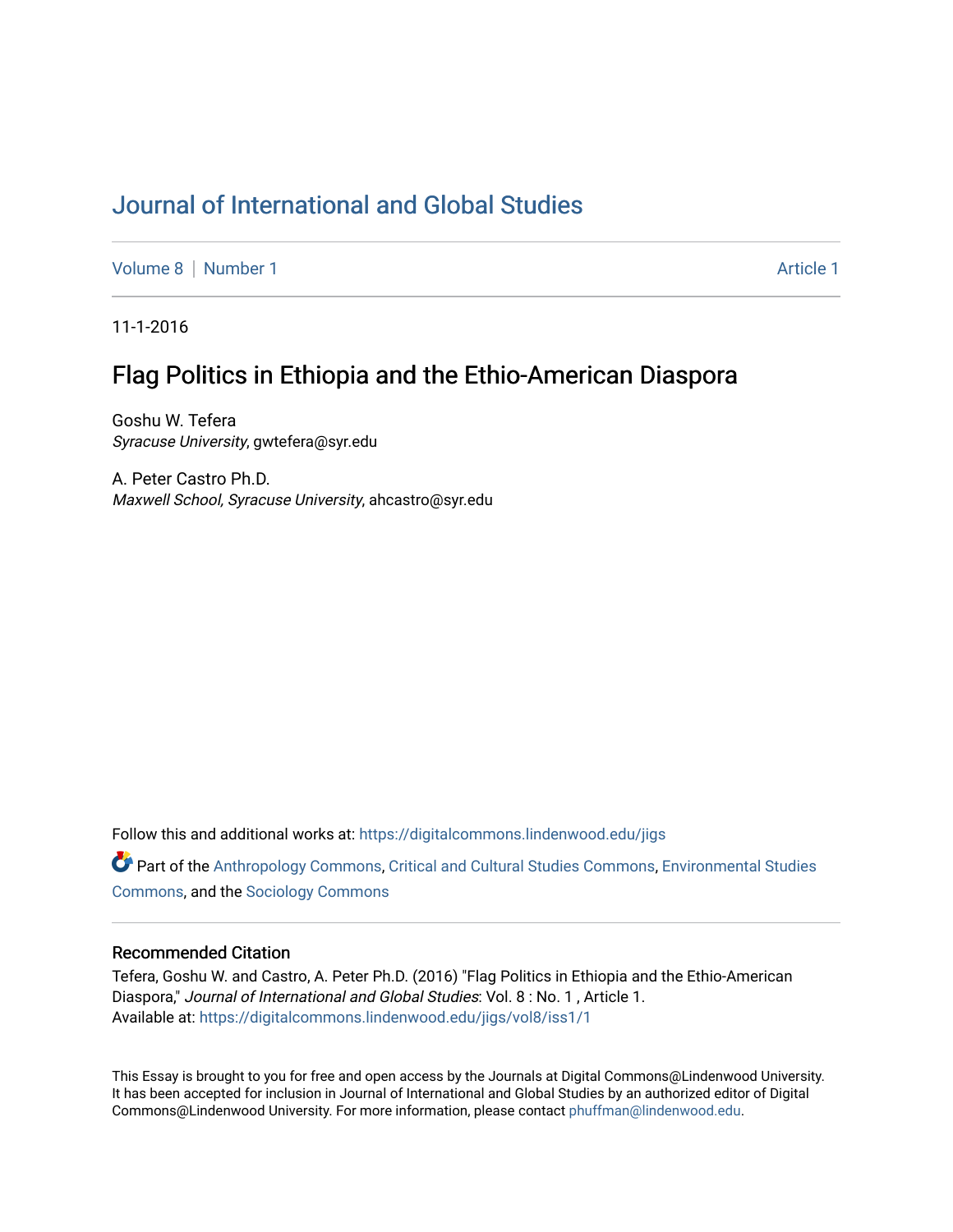# Journal of International and Global Studies

Volume 8 | Number 1 | Article 1

11-1-2016

## Flag Politics in Ethiopia and the Ethio-American Diaspora

Goshu W. Tefera
*Syracuse University*, gwtefera@syr.edu

A. Peter Castro Ph.D.
*Maxwell School, Syracuse University*, ahcastro@syr.edu

Follow this and additional works at: https://digitalcommons.lindenwood.edu/jigs

Part of the Anthropology Commons, Critical and Cultural Studies Commons, Environmental Studies Commons, and the Sociology Commons

### Recommended Citation

Tefera, Goshu W. and Castro, A. Peter Ph.D. (2016) "Flag Politics in Ethiopia and the Ethio-American Diaspora," *Journal of International and Global Studies*: Vol. 8 : No. 1 , Article 1.
Available at: https://digitalcommons.lindenwood.edu/jigs/vol8/iss1/1

This Essay is brought to you for free and open access by the Journals at Digital Commons@Lindenwood University. It has been accepted for inclusion in Journal of International and Global Studies by an authorized editor of Digital Commons@Lindenwood University. For more information, please contact phuffman@lindenwood.edu.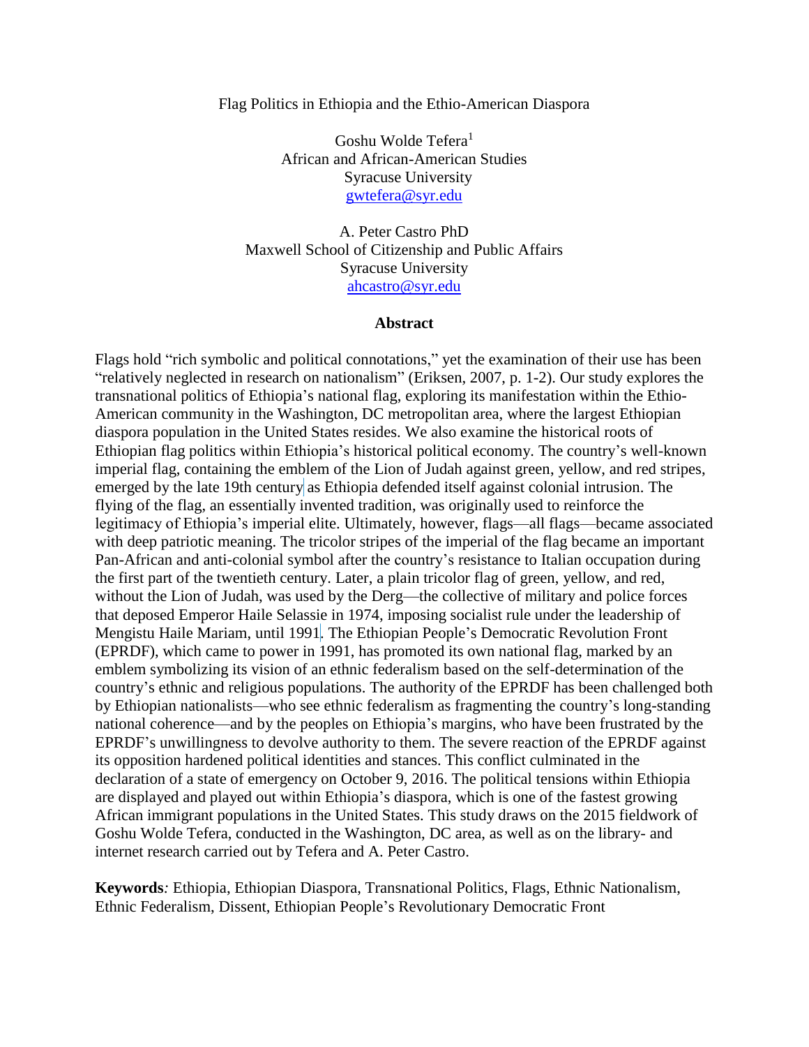# Flag Politics in Ethiopia and the Ethio-American Diaspora

Goshu Wolde Tefera[1]
African and African-American Studies
Syracuse University
gwtefera@syr.edu

A. Peter Castro PhD
Maxwell School of Citizenship and Public Affairs
Syracuse University
ahcastro@syr.edu

## Abstract

Flags hold "rich symbolic and political connotations," yet the examination of their use has been "relatively neglected in research on nationalism" (Eriksen, 2007, p. 1-2). Our study explores the transnational politics of Ethiopia's national flag, exploring its manifestation within the Ethio-American community in the Washington, DC metropolitan area, where the largest Ethiopian diaspora population in the United States resides. We also examine the historical roots of Ethiopian flag politics within Ethiopia's historical political economy. The country's well-known imperial flag, containing the emblem of the Lion of Judah against green, yellow, and red stripes, emerged by the late 19th century as Ethiopia defended itself against colonial intrusion. The flying of the flag, an essentially invented tradition, was originally used to reinforce the legitimacy of Ethiopia's imperial elite. Ultimately, however, flags—all flags—became associated with deep patriotic meaning. The tricolor stripes of the imperial of the flag became an important Pan-African and anti-colonial symbol after the country's resistance to Italian occupation during the first part of the twentieth century. Later, a plain tricolor flag of green, yellow, and red, without the Lion of Judah, was used by the Derg—the collective of military and police forces that deposed Emperor Haile Selassie in 1974, imposing socialist rule under the leadership of Mengistu Haile Mariam, until 1991. The Ethiopian People's Democratic Revolution Front (EPRDF), which came to power in 1991, has promoted its own national flag, marked by an emblem symbolizing its vision of an ethnic federalism based on the self-determination of the country's ethnic and religious populations. The authority of the EPRDF has been challenged both by Ethiopian nationalists—who see ethnic federalism as fragmenting the country's long-standing national coherence—and by the peoples on Ethiopia's margins, who have been frustrated by the EPRDF's unwillingness to devolve authority to them. The severe reaction of the EPRDF against its opposition hardened political identities and stances. This conflict culminated in the declaration of a state of emergency on October 9, 2016. The political tensions within Ethiopia are displayed and played out within Ethiopia's diaspora, which is one of the fastest growing African immigrant populations in the United States. This study draws on the 2015 fieldwork of Goshu Wolde Tefera, conducted in the Washington, DC area, as well as on the library- and internet research carried out by Tefera and A. Peter Castro.

**Keywords***:* Ethiopia, Ethiopian Diaspora, Transnational Politics, Flags, Ethnic Nationalism, Ethnic Federalism, Dissent, Ethiopian People's Revolutionary Democratic Front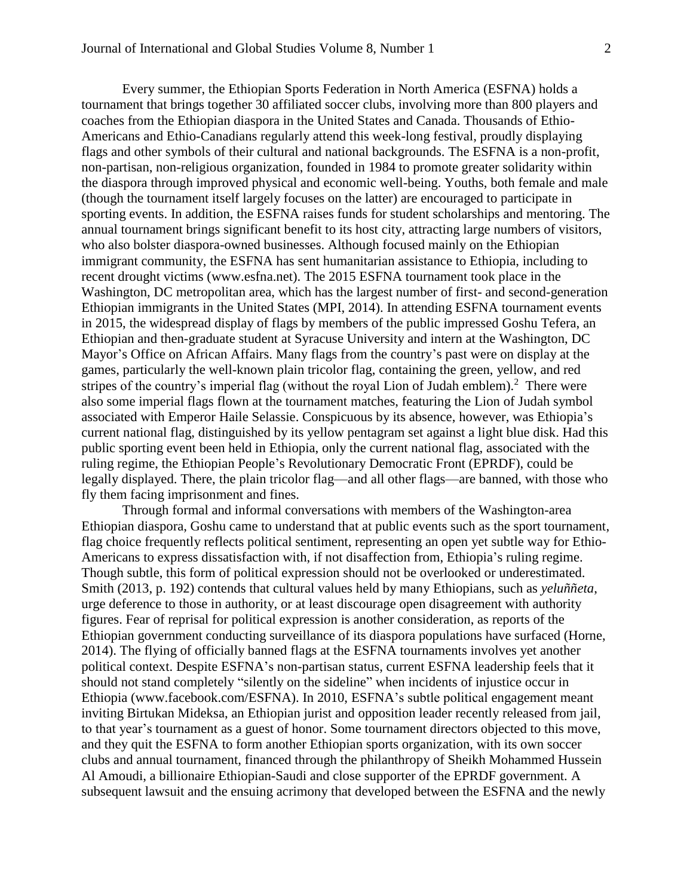Every summer, the Ethiopian Sports Federation in North America (ESFNA) holds a tournament that brings together 30 affiliated soccer clubs, involving more than 800 players and coaches from the Ethiopian diaspora in the United States and Canada. Thousands of Ethio-Americans and Ethio-Canadians regularly attend this week-long festival, proudly displaying flags and other symbols of their cultural and national backgrounds. The ESFNA is a non-profit, non-partisan, non-religious organization, founded in 1984 to promote greater solidarity within the diaspora through improved physical and economic well-being. Youths, both female and male (though the tournament itself largely focuses on the latter) are encouraged to participate in sporting events. In addition, the ESFNA raises funds for student scholarships and mentoring. The annual tournament brings significant benefit to its host city, attracting large numbers of visitors, who also bolster diaspora-owned businesses. Although focused mainly on the Ethiopian immigrant community, the ESFNA has sent humanitarian assistance to Ethiopia, including to recent drought victims (www.esfna.net). The 2015 ESFNA tournament took place in the Washington, DC metropolitan area, which has the largest number of first- and second-generation Ethiopian immigrants in the United States (MPI, 2014). In attending ESFNA tournament events in 2015, the widespread display of flags by members of the public impressed Goshu Tefera, an Ethiopian and then-graduate student at Syracuse University and intern at the Washington, DC Mayor's Office on African Affairs. Many flags from the country's past were on display at the games, particularly the well-known plain tricolor flag, containing the green, yellow, and red stripes of the country's imperial flag (without the royal Lion of Judah emblem).[2] There were also some imperial flags flown at the tournament matches, featuring the Lion of Judah symbol associated with Emperor Haile Selassie. Conspicuous by its absence, however, was Ethiopia's current national flag, distinguished by its yellow pentagram set against a light blue disk. Had this public sporting event been held in Ethiopia, only the current national flag, associated with the ruling regime, the Ethiopian People's Revolutionary Democratic Front (EPRDF), could be legally displayed. There, the plain tricolor flag—and all other flags—are banned, with those who fly them facing imprisonment and fines.

Through formal and informal conversations with members of the Washington-area Ethiopian diaspora, Goshu came to understand that at public events such as the sport tournament, flag choice frequently reflects political sentiment, representing an open yet subtle way for Ethio-Americans to express dissatisfaction with, if not disaffection from, Ethiopia's ruling regime. Though subtle, this form of political expression should not be overlooked or underestimated. Smith (2013, p. 192) contends that cultural values held by many Ethiopians, such as *yeluññeta*, urge deference to those in authority, or at least discourage open disagreement with authority figures. Fear of reprisal for political expression is another consideration, as reports of the Ethiopian government conducting surveillance of its diaspora populations have surfaced (Horne, 2014). The flying of officially banned flags at the ESFNA tournaments involves yet another political context. Despite ESFNA's non-partisan status, current ESFNA leadership feels that it should not stand completely "silently on the sideline" when incidents of injustice occur in Ethiopia (www.facebook.com/ESFNA). In 2010, ESFNA's subtle political engagement meant inviting Birtukan Mideksa, an Ethiopian jurist and opposition leader recently released from jail, to that year's tournament as a guest of honor. Some tournament directors objected to this move, and they quit the ESFNA to form another Ethiopian sports organization, with its own soccer clubs and annual tournament, financed through the philanthropy of Sheikh Mohammed Hussein Al Amoudi, a billionaire Ethiopian-Saudi and close supporter of the EPRDF government. A subsequent lawsuit and the ensuing acrimony that developed between the ESFNA and the newly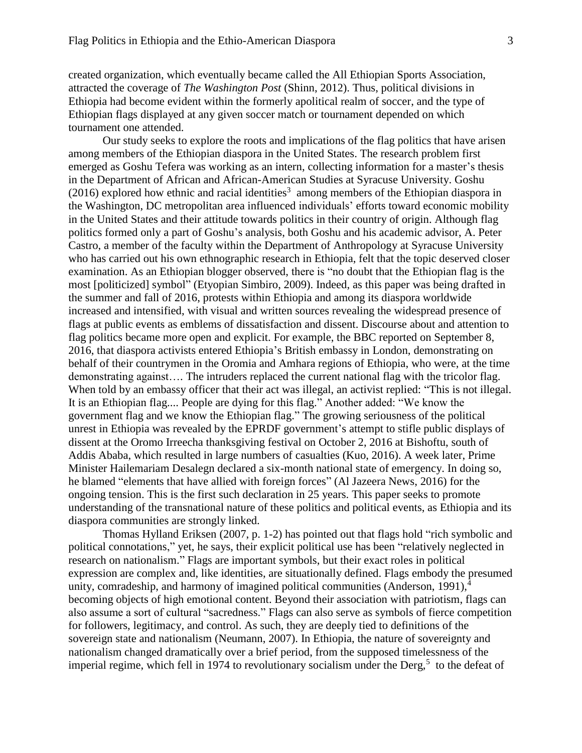created organization, which eventually became called the All Ethiopian Sports Association, attracted the coverage of *The Washington Post* (Shinn, 2012). Thus, political divisions in Ethiopia had become evident within the formerly apolitical realm of soccer, and the type of Ethiopian flags displayed at any given soccer match or tournament depended on which tournament one attended.

Our study seeks to explore the roots and implications of the flag politics that have arisen among members of the Ethiopian diaspora in the United States. The research problem first emerged as Goshu Tefera was working as an intern, collecting information for a master's thesis in the Department of African and African-American Studies at Syracuse University. Goshu (2016) explored how ethnic and racial identities[3] among members of the Ethiopian diaspora in the Washington, DC metropolitan area influenced individuals' efforts toward economic mobility in the United States and their attitude towards politics in their country of origin. Although flag politics formed only a part of Goshu's analysis, both Goshu and his academic advisor, A. Peter Castro, a member of the faculty within the Department of Anthropology at Syracuse University who has carried out his own ethnographic research in Ethiopia, felt that the topic deserved closer examination. As an Ethiopian blogger observed, there is "no doubt that the Ethiopian flag is the most [politicized] symbol" (Etyopian Simbiro, 2009). Indeed, as this paper was being drafted in the summer and fall of 2016, protests within Ethiopia and among its diaspora worldwide increased and intensified, with visual and written sources revealing the widespread presence of flags at public events as emblems of dissatisfaction and dissent. Discourse about and attention to flag politics became more open and explicit. For example, the BBC reported on September 8, 2016, that diaspora activists entered Ethiopia's British embassy in London, demonstrating on behalf of their countrymen in the Oromia and Amhara regions of Ethiopia, who were, at the time demonstrating against…. The intruders replaced the current national flag with the tricolor flag. When told by an embassy officer that their act was illegal, an activist replied: "This is not illegal. It is an Ethiopian flag.... People are dying for this flag." Another added: "We know the government flag and we know the Ethiopian flag." The growing seriousness of the political unrest in Ethiopia was revealed by the EPRDF government's attempt to stifle public displays of dissent at the Oromo Irreecha thanksgiving festival on October 2, 2016 at Bishoftu, south of Addis Ababa, which resulted in large numbers of casualties (Kuo, 2016). A week later, Prime Minister Hailemariam Desalegn declared a six-month national state of emergency. In doing so, he blamed "elements that have allied with foreign forces" (Al Jazeera News, 2016) for the ongoing tension. This is the first such declaration in 25 years. This paper seeks to promote understanding of the transnational nature of these politics and political events, as Ethiopia and its diaspora communities are strongly linked.

Thomas Hylland Eriksen (2007, p. 1-2) has pointed out that flags hold "rich symbolic and political connotations," yet, he says, their explicit political use has been "relatively neglected in research on nationalism." Flags are important symbols, but their exact roles in political expression are complex and, like identities, are situationally defined. Flags embody the presumed unity, comradeship, and harmony of imagined political communities (Anderson, 1991),[4] becoming objects of high emotional content. Beyond their association with patriotism, flags can also assume a sort of cultural "sacredness." Flags can also serve as symbols of fierce competition for followers, legitimacy, and control. As such, they are deeply tied to definitions of the sovereign state and nationalism (Neumann, 2007). In Ethiopia, the nature of sovereignty and nationalism changed dramatically over a brief period, from the supposed timelessness of the imperial regime, which fell in 1974 to revolutionary socialism under the Derg,[5] to the defeat of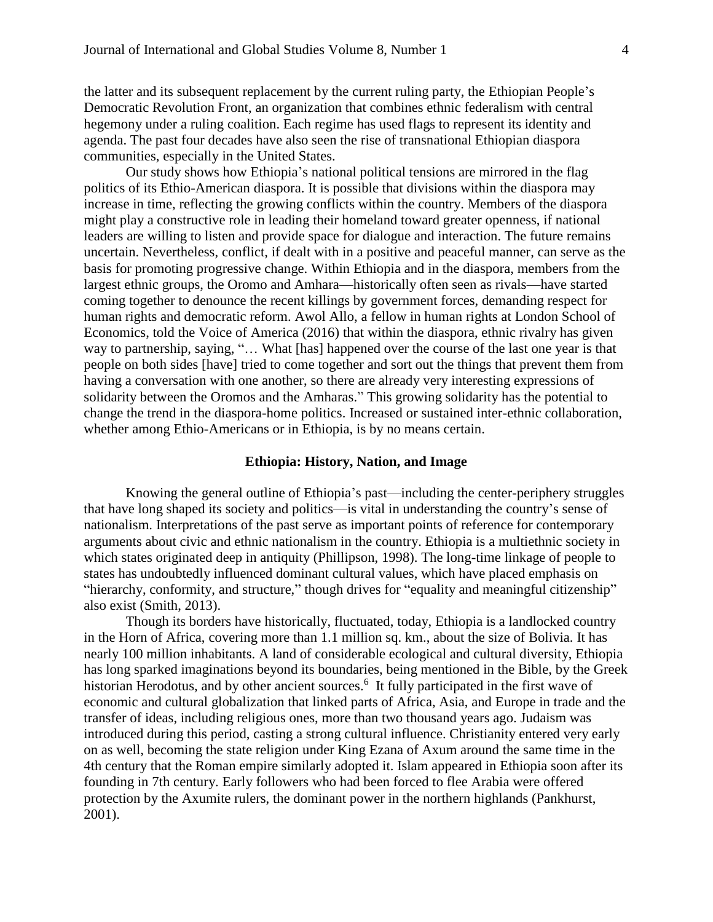the latter and its subsequent replacement by the current ruling party, the Ethiopian People's Democratic Revolution Front, an organization that combines ethnic federalism with central hegemony under a ruling coalition. Each regime has used flags to represent its identity and agenda. The past four decades have also seen the rise of transnational Ethiopian diaspora communities, especially in the United States.

Our study shows how Ethiopia's national political tensions are mirrored in the flag politics of its Ethio-American diaspora. It is possible that divisions within the diaspora may increase in time, reflecting the growing conflicts within the country. Members of the diaspora might play a constructive role in leading their homeland toward greater openness, if national leaders are willing to listen and provide space for dialogue and interaction. The future remains uncertain. Nevertheless, conflict, if dealt with in a positive and peaceful manner, can serve as the basis for promoting progressive change. Within Ethiopia and in the diaspora, members from the largest ethnic groups, the Oromo and Amhara—historically often seen as rivals—have started coming together to denounce the recent killings by government forces, demanding respect for human rights and democratic reform. Awol Allo, a fellow in human rights at London School of Economics, told the Voice of America (2016) that within the diaspora, ethnic rivalry has given way to partnership, saying, "… What [has] happened over the course of the last one year is that people on both sides [have] tried to come together and sort out the things that prevent them from having a conversation with one another, so there are already very interesting expressions of solidarity between the Oromos and the Amharas." This growing solidarity has the potential to change the trend in the diaspora-home politics. Increased or sustained inter-ethnic collaboration, whether among Ethio-Americans or in Ethiopia, is by no means certain.

## Ethiopia: History, Nation, and Image

Knowing the general outline of Ethiopia's past—including the center-periphery struggles that have long shaped its society and politics—is vital in understanding the country's sense of nationalism. Interpretations of the past serve as important points of reference for contemporary arguments about civic and ethnic nationalism in the country. Ethiopia is a multiethnic society in which states originated deep in antiquity (Phillipson, 1998). The long-time linkage of people to states has undoubtedly influenced dominant cultural values, which have placed emphasis on "hierarchy, conformity, and structure," though drives for "equality and meaningful citizenship" also exist (Smith, 2013).

Though its borders have historically, fluctuated, today, Ethiopia is a landlocked country in the Horn of Africa, covering more than 1.1 million sq. km., about the size of Bolivia. It has nearly 100 million inhabitants. A land of considerable ecological and cultural diversity, Ethiopia has long sparked imaginations beyond its boundaries, being mentioned in the Bible, by the Greek historian Herodotus, and by other ancient sources.[6] It fully participated in the first wave of economic and cultural globalization that linked parts of Africa, Asia, and Europe in trade and the transfer of ideas, including religious ones, more than two thousand years ago. Judaism was introduced during this period, casting a strong cultural influence. Christianity entered very early on as well, becoming the state religion under King Ezana of Axum around the same time in the 4th century that the Roman empire similarly adopted it. Islam appeared in Ethiopia soon after its founding in 7th century. Early followers who had been forced to flee Arabia were offered protection by the Axumite rulers, the dominant power in the northern highlands (Pankhurst, 2001).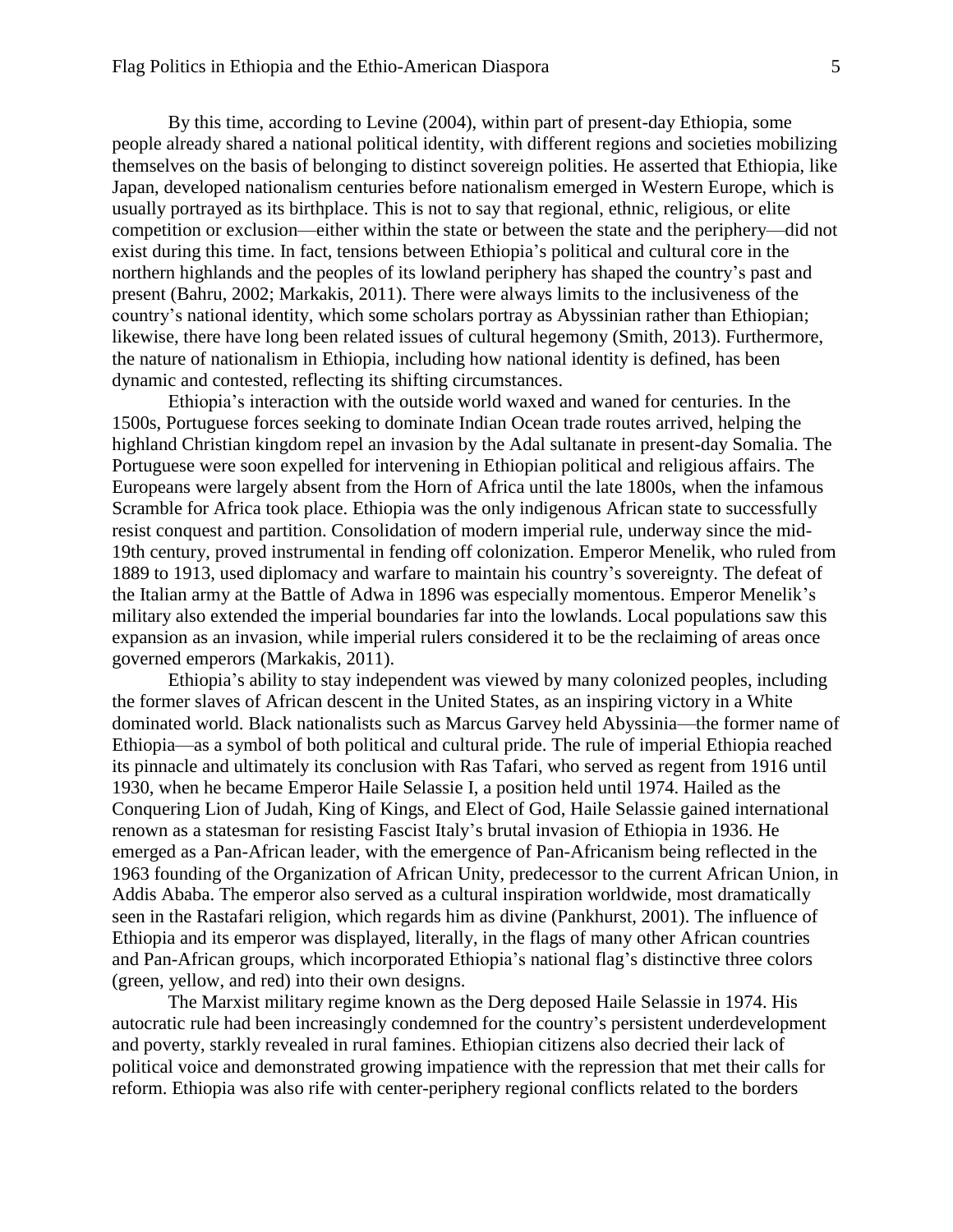By this time, according to Levine (2004), within part of present-day Ethiopia, some people already shared a national political identity, with different regions and societies mobilizing themselves on the basis of belonging to distinct sovereign polities. He asserted that Ethiopia, like Japan, developed nationalism centuries before nationalism emerged in Western Europe, which is usually portrayed as its birthplace. This is not to say that regional, ethnic, religious, or elite competition or exclusion—either within the state or between the state and the periphery—did not exist during this time. In fact, tensions between Ethiopia's political and cultural core in the northern highlands and the peoples of its lowland periphery has shaped the country's past and present (Bahru, 2002; Markakis, 2011). There were always limits to the inclusiveness of the country's national identity, which some scholars portray as Abyssinian rather than Ethiopian; likewise, there have long been related issues of cultural hegemony (Smith, 2013). Furthermore, the nature of nationalism in Ethiopia, including how national identity is defined, has been dynamic and contested, reflecting its shifting circumstances.

Ethiopia's interaction with the outside world waxed and waned for centuries. In the 1500s, Portuguese forces seeking to dominate Indian Ocean trade routes arrived, helping the highland Christian kingdom repel an invasion by the Adal sultanate in present-day Somalia. The Portuguese were soon expelled for intervening in Ethiopian political and religious affairs. The Europeans were largely absent from the Horn of Africa until the late 1800s, when the infamous Scramble for Africa took place. Ethiopia was the only indigenous African state to successfully resist conquest and partition. Consolidation of modern imperial rule, underway since the mid-19th century, proved instrumental in fending off colonization. Emperor Menelik, who ruled from 1889 to 1913, used diplomacy and warfare to maintain his country's sovereignty. The defeat of the Italian army at the Battle of Adwa in 1896 was especially momentous. Emperor Menelik's military also extended the imperial boundaries far into the lowlands. Local populations saw this expansion as an invasion, while imperial rulers considered it to be the reclaiming of areas once governed emperors (Markakis, 2011).

Ethiopia's ability to stay independent was viewed by many colonized peoples, including the former slaves of African descent in the United States, as an inspiring victory in a White dominated world. Black nationalists such as Marcus Garvey held Abyssinia—the former name of Ethiopia—as a symbol of both political and cultural pride. The rule of imperial Ethiopia reached its pinnacle and ultimately its conclusion with Ras Tafari, who served as regent from 1916 until 1930, when he became Emperor Haile Selassie I, a position held until 1974. Hailed as the Conquering Lion of Judah, King of Kings, and Elect of God, Haile Selassie gained international renown as a statesman for resisting Fascist Italy's brutal invasion of Ethiopia in 1936. He emerged as a Pan-African leader, with the emergence of Pan-Africanism being reflected in the 1963 founding of the Organization of African Unity, predecessor to the current African Union, in Addis Ababa. The emperor also served as a cultural inspiration worldwide, most dramatically seen in the Rastafari religion, which regards him as divine (Pankhurst, 2001). The influence of Ethiopia and its emperor was displayed, literally, in the flags of many other African countries and Pan-African groups, which incorporated Ethiopia's national flag's distinctive three colors (green, yellow, and red) into their own designs.

The Marxist military regime known as the Derg deposed Haile Selassie in 1974. His autocratic rule had been increasingly condemned for the country's persistent underdevelopment and poverty, starkly revealed in rural famines. Ethiopian citizens also decried their lack of political voice and demonstrated growing impatience with the repression that met their calls for reform. Ethiopia was also rife with center-periphery regional conflicts related to the borders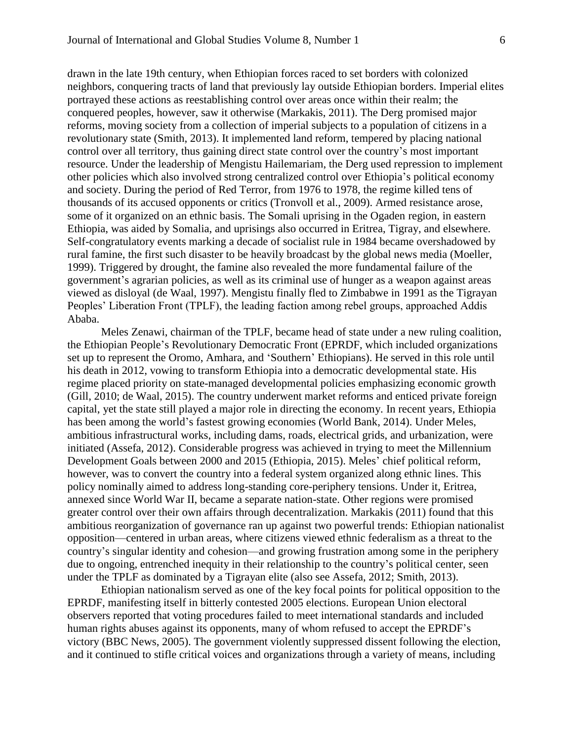drawn in the late 19th century, when Ethiopian forces raced to set borders with colonized neighbors, conquering tracts of land that previously lay outside Ethiopian borders. Imperial elites portrayed these actions as reestablishing control over areas once within their realm; the conquered peoples, however, saw it otherwise (Markakis, 2011). The Derg promised major reforms, moving society from a collection of imperial subjects to a population of citizens in a revolutionary state (Smith, 2013). It implemented land reform, tempered by placing national control over all territory, thus gaining direct state control over the country's most important resource. Under the leadership of Mengistu Hailemariam, the Derg used repression to implement other policies which also involved strong centralized control over Ethiopia's political economy and society. During the period of Red Terror, from 1976 to 1978, the regime killed tens of thousands of its accused opponents or critics (Tronvoll et al., 2009). Armed resistance arose, some of it organized on an ethnic basis. The Somali uprising in the Ogaden region, in eastern Ethiopia, was aided by Somalia, and uprisings also occurred in Eritrea, Tigray, and elsewhere. Self-congratulatory events marking a decade of socialist rule in 1984 became overshadowed by rural famine, the first such disaster to be heavily broadcast by the global news media (Moeller, 1999). Triggered by drought, the famine also revealed the more fundamental failure of the government's agrarian policies, as well as its criminal use of hunger as a weapon against areas viewed as disloyal (de Waal, 1997). Mengistu finally fled to Zimbabwe in 1991 as the Tigrayan Peoples' Liberation Front (TPLF), the leading faction among rebel groups, approached Addis Ababa.

Meles Zenawi, chairman of the TPLF, became head of state under a new ruling coalition, the Ethiopian People's Revolutionary Democratic Front (EPRDF, which included organizations set up to represent the Oromo, Amhara, and 'Southern' Ethiopians). He served in this role until his death in 2012, vowing to transform Ethiopia into a democratic developmental state. His regime placed priority on state-managed developmental policies emphasizing economic growth (Gill, 2010; de Waal, 2015). The country underwent market reforms and enticed private foreign capital, yet the state still played a major role in directing the economy. In recent years, Ethiopia has been among the world's fastest growing economies (World Bank, 2014). Under Meles, ambitious infrastructural works, including dams, roads, electrical grids, and urbanization, were initiated (Assefa, 2012). Considerable progress was achieved in trying to meet the Millennium Development Goals between 2000 and 2015 (Ethiopia, 2015). Meles' chief political reform, however, was to convert the country into a federal system organized along ethnic lines. This policy nominally aimed to address long-standing core-periphery tensions. Under it, Eritrea, annexed since World War II, became a separate nation-state. Other regions were promised greater control over their own affairs through decentralization. Markakis (2011) found that this ambitious reorganization of governance ran up against two powerful trends: Ethiopian nationalist opposition—centered in urban areas, where citizens viewed ethnic federalism as a threat to the country's singular identity and cohesion—and growing frustration among some in the periphery due to ongoing, entrenched inequity in their relationship to the country's political center, seen under the TPLF as dominated by a Tigrayan elite (also see Assefa, 2012; Smith, 2013).

Ethiopian nationalism served as one of the key focal points for political opposition to the EPRDF, manifesting itself in bitterly contested 2005 elections. European Union electoral observers reported that voting procedures failed to meet international standards and included human rights abuses against its opponents, many of whom refused to accept the EPRDF's victory (BBC News, 2005). The government violently suppressed dissent following the election, and it continued to stifle critical voices and organizations through a variety of means, including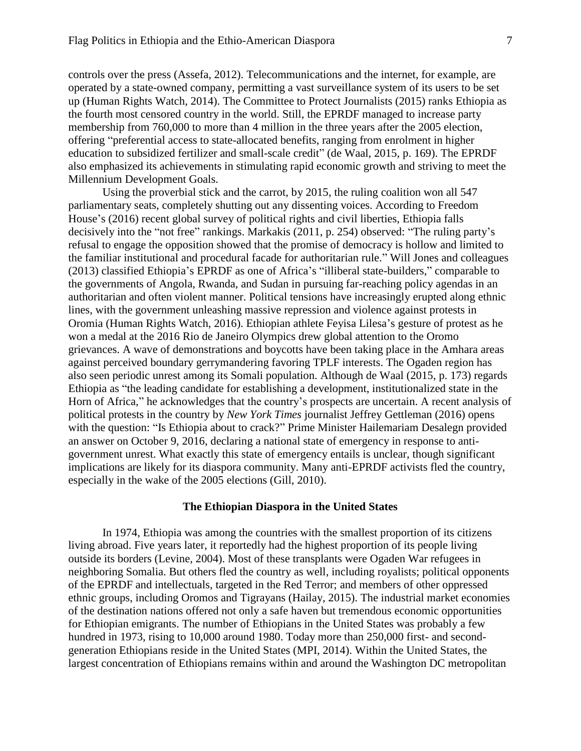controls over the press (Assefa, 2012). Telecommunications and the internet, for example, are operated by a state-owned company, permitting a vast surveillance system of its users to be set up (Human Rights Watch, 2014). The Committee to Protect Journalists (2015) ranks Ethiopia as the fourth most censored country in the world. Still, the EPRDF managed to increase party membership from 760,000 to more than 4 million in the three years after the 2005 election, offering "preferential access to state-allocated benefits, ranging from enrolment in higher education to subsidized fertilizer and small-scale credit" (de Waal, 2015, p. 169). The EPRDF also emphasized its achievements in stimulating rapid economic growth and striving to meet the Millennium Development Goals.

Using the proverbial stick and the carrot, by 2015, the ruling coalition won all 547 parliamentary seats, completely shutting out any dissenting voices. According to Freedom House's (2016) recent global survey of political rights and civil liberties, Ethiopia falls decisively into the "not free" rankings. Markakis (2011, p. 254) observed: "The ruling party's refusal to engage the opposition showed that the promise of democracy is hollow and limited to the familiar institutional and procedural facade for authoritarian rule." Will Jones and colleagues (2013) classified Ethiopia's EPRDF as one of Africa's "illiberal state-builders," comparable to the governments of Angola, Rwanda, and Sudan in pursuing far-reaching policy agendas in an authoritarian and often violent manner. Political tensions have increasingly erupted along ethnic lines, with the government unleashing massive repression and violence against protests in Oromia (Human Rights Watch, 2016). Ethiopian athlete Feyisa Lilesa's gesture of protest as he won a medal at the 2016 Rio de Janeiro Olympics drew global attention to the Oromo grievances. A wave of demonstrations and boycotts have been taking place in the Amhara areas against perceived boundary gerrymandering favoring TPLF interests. The Ogaden region has also seen periodic unrest among its Somali population. Although de Waal (2015, p. 173) regards Ethiopia as "the leading candidate for establishing a development, institutionalized state in the Horn of Africa," he acknowledges that the country's prospects are uncertain. A recent analysis of political protests in the country by *New York Times* journalist Jeffrey Gettleman (2016) opens with the question: "Is Ethiopia about to crack?" Prime Minister Hailemariam Desalegn provided an answer on October 9, 2016, declaring a national state of emergency in response to anti-government unrest. What exactly this state of emergency entails is unclear, though significant implications are likely for its diaspora community. Many anti-EPRDF activists fled the country, especially in the wake of the 2005 elections (Gill, 2010).

## The Ethiopian Diaspora in the United States

In 1974, Ethiopia was among the countries with the smallest proportion of its citizens living abroad. Five years later, it reportedly had the highest proportion of its people living outside its borders (Levine, 2004). Most of these transplants were Ogaden War refugees in neighboring Somalia. But others fled the country as well, including royalists; political opponents of the EPRDF and intellectuals, targeted in the Red Terror; and members of other oppressed ethnic groups, including Oromos and Tigrayans (Hailay, 2015). The industrial market economies of the destination nations offered not only a safe haven but tremendous economic opportunities for Ethiopian emigrants. The number of Ethiopians in the United States was probably a few hundred in 1973, rising to 10,000 around 1980. Today more than 250,000 first- and second-generation Ethiopians reside in the United States (MPI, 2014). Within the United States, the largest concentration of Ethiopians remains within and around the Washington DC metropolitan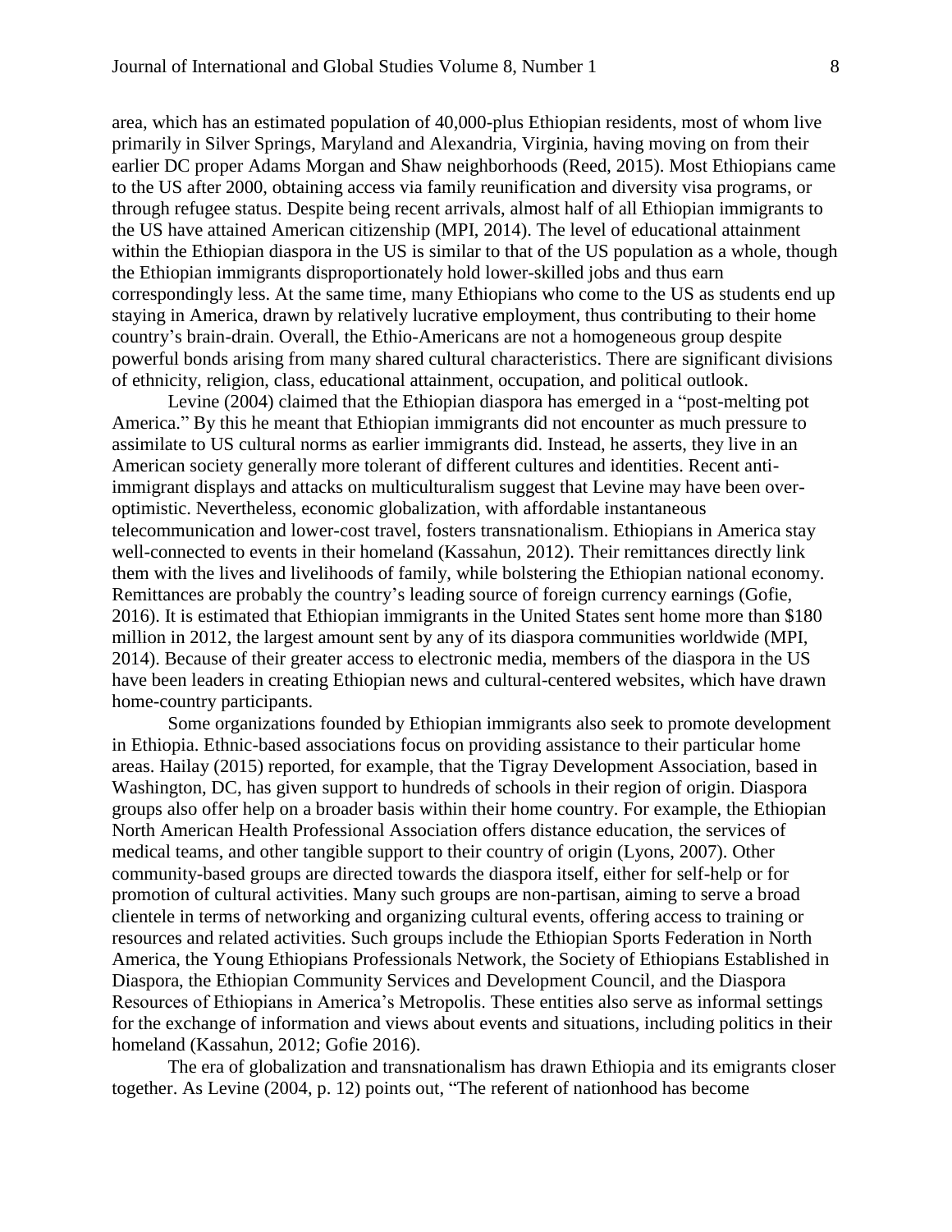area, which has an estimated population of 40,000-plus Ethiopian residents, most of whom live primarily in Silver Springs, Maryland and Alexandria, Virginia, having moving on from their earlier DC proper Adams Morgan and Shaw neighborhoods (Reed, 2015). Most Ethiopians came to the US after 2000, obtaining access via family reunification and diversity visa programs, or through refugee status. Despite being recent arrivals, almost half of all Ethiopian immigrants to the US have attained American citizenship (MPI, 2014). The level of educational attainment within the Ethiopian diaspora in the US is similar to that of the US population as a whole, though the Ethiopian immigrants disproportionately hold lower-skilled jobs and thus earn correspondingly less. At the same time, many Ethiopians who come to the US as students end up staying in America, drawn by relatively lucrative employment, thus contributing to their home country's brain-drain. Overall, the Ethio-Americans are not a homogeneous group despite powerful bonds arising from many shared cultural characteristics. There are significant divisions of ethnicity, religion, class, educational attainment, occupation, and political outlook.

Levine (2004) claimed that the Ethiopian diaspora has emerged in a "post-melting pot America." By this he meant that Ethiopian immigrants did not encounter as much pressure to assimilate to US cultural norms as earlier immigrants did. Instead, he asserts, they live in an American society generally more tolerant of different cultures and identities. Recent anti-immigrant displays and attacks on multiculturalism suggest that Levine may have been over-optimistic. Nevertheless, economic globalization, with affordable instantaneous telecommunication and lower-cost travel, fosters transnationalism. Ethiopians in America stay well-connected to events in their homeland (Kassahun, 2012). Their remittances directly link them with the lives and livelihoods of family, while bolstering the Ethiopian national economy. Remittances are probably the country's leading source of foreign currency earnings (Gofie, 2016). It is estimated that Ethiopian immigrants in the United States sent home more than $180 million in 2012, the largest amount sent by any of its diaspora communities worldwide (MPI, 2014). Because of their greater access to electronic media, members of the diaspora in the US have been leaders in creating Ethiopian news and cultural-centered websites, which have drawn home-country participants.

Some organizations founded by Ethiopian immigrants also seek to promote development in Ethiopia. Ethnic-based associations focus on providing assistance to their particular home areas. Hailay (2015) reported, for example, that the Tigray Development Association, based in Washington, DC, has given support to hundreds of schools in their region of origin. Diaspora groups also offer help on a broader basis within their home country. For example, the Ethiopian North American Health Professional Association offers distance education, the services of medical teams, and other tangible support to their country of origin (Lyons, 2007). Other community-based groups are directed towards the diaspora itself, either for self-help or for promotion of cultural activities. Many such groups are non-partisan, aiming to serve a broad clientele in terms of networking and organizing cultural events, offering access to training or resources and related activities. Such groups include the Ethiopian Sports Federation in North America, the Young Ethiopians Professionals Network, the Society of Ethiopians Established in Diaspora, the Ethiopian Community Services and Development Council, and the Diaspora Resources of Ethiopians in America's Metropolis. These entities also serve as informal settings for the exchange of information and views about events and situations, including politics in their homeland (Kassahun, 2012; Gofie 2016).

The era of globalization and transnationalism has drawn Ethiopia and its emigrants closer together. As Levine (2004, p. 12) points out, "The referent of nationhood has become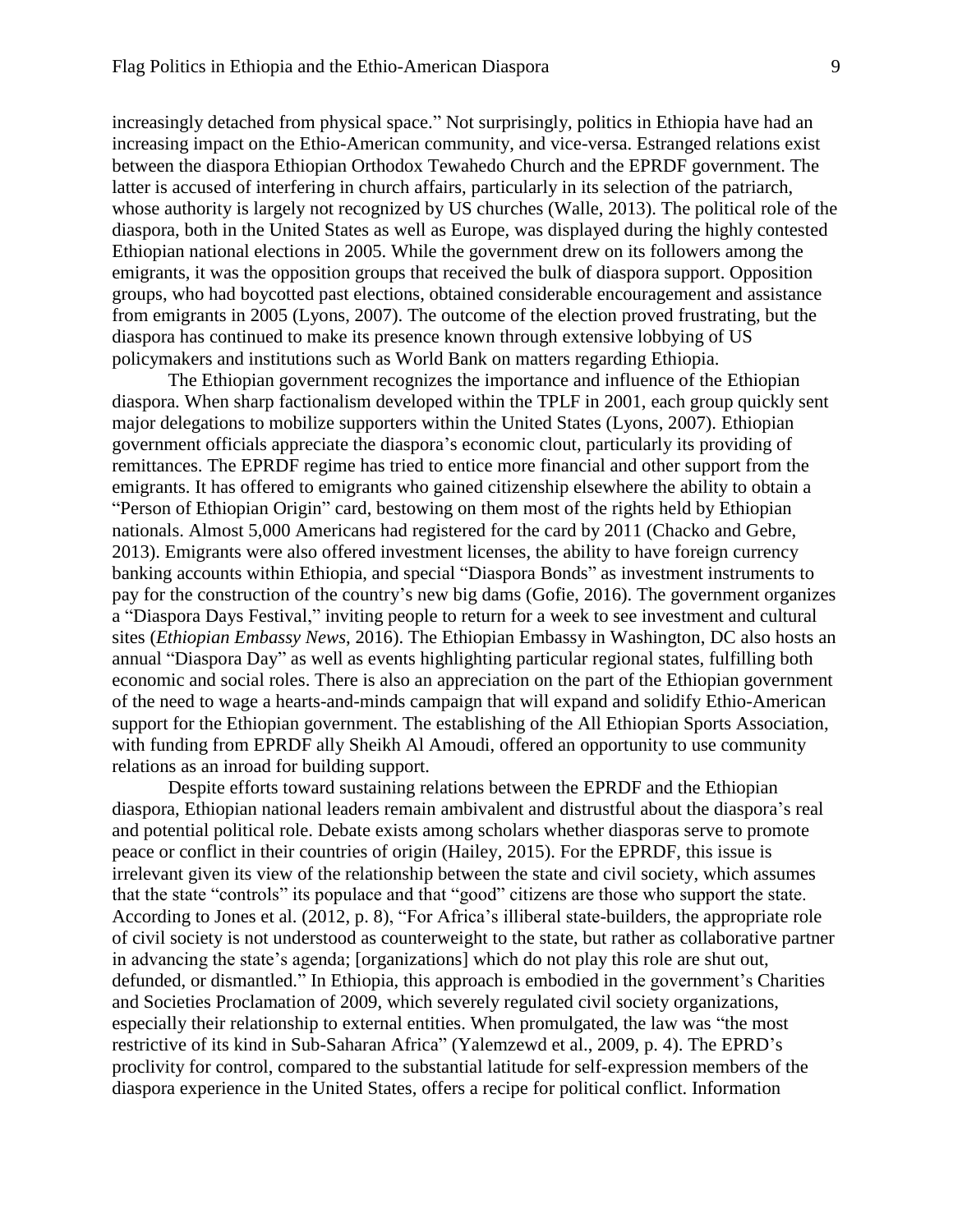increasingly detached from physical space." Not surprisingly, politics in Ethiopia have had an increasing impact on the Ethio-American community, and vice-versa. Estranged relations exist between the diaspora Ethiopian Orthodox Tewahedo Church and the EPRDF government. The latter is accused of interfering in church affairs, particularly in its selection of the patriarch, whose authority is largely not recognized by US churches (Walle, 2013). The political role of the diaspora, both in the United States as well as Europe, was displayed during the highly contested Ethiopian national elections in 2005. While the government drew on its followers among the emigrants, it was the opposition groups that received the bulk of diaspora support. Opposition groups, who had boycotted past elections, obtained considerable encouragement and assistance from emigrants in 2005 (Lyons, 2007). The outcome of the election proved frustrating, but the diaspora has continued to make its presence known through extensive lobbying of US policymakers and institutions such as World Bank on matters regarding Ethiopia.

The Ethiopian government recognizes the importance and influence of the Ethiopian diaspora. When sharp factionalism developed within the TPLF in 2001, each group quickly sent major delegations to mobilize supporters within the United States (Lyons, 2007). Ethiopian government officials appreciate the diaspora's economic clout, particularly its providing of remittances. The EPRDF regime has tried to entice more financial and other support from the emigrants. It has offered to emigrants who gained citizenship elsewhere the ability to obtain a "Person of Ethiopian Origin" card, bestowing on them most of the rights held by Ethiopian nationals. Almost 5,000 Americans had registered for the card by 2011 (Chacko and Gebre, 2013). Emigrants were also offered investment licenses, the ability to have foreign currency banking accounts within Ethiopia, and special "Diaspora Bonds" as investment instruments to pay for the construction of the country's new big dams (Gofie, 2016). The government organizes a "Diaspora Days Festival," inviting people to return for a week to see investment and cultural sites (*Ethiopian Embassy News*, 2016). The Ethiopian Embassy in Washington, DC also hosts an annual "Diaspora Day" as well as events highlighting particular regional states, fulfilling both economic and social roles. There is also an appreciation on the part of the Ethiopian government of the need to wage a hearts-and-minds campaign that will expand and solidify Ethio-American support for the Ethiopian government. The establishing of the All Ethiopian Sports Association, with funding from EPRDF ally Sheikh Al Amoudi, offered an opportunity to use community relations as an inroad for building support.

Despite efforts toward sustaining relations between the EPRDF and the Ethiopian diaspora, Ethiopian national leaders remain ambivalent and distrustful about the diaspora's real and potential political role. Debate exists among scholars whether diasporas serve to promote peace or conflict in their countries of origin (Hailey, 2015). For the EPRDF, this issue is irrelevant given its view of the relationship between the state and civil society, which assumes that the state "controls" its populace and that "good" citizens are those who support the state. According to Jones et al. (2012, p. 8), "For Africa's illiberal state-builders, the appropriate role of civil society is not understood as counterweight to the state, but rather as collaborative partner in advancing the state's agenda; [organizations] which do not play this role are shut out, defunded, or dismantled." In Ethiopia, this approach is embodied in the government's Charities and Societies Proclamation of 2009, which severely regulated civil society organizations, especially their relationship to external entities. When promulgated, the law was "the most restrictive of its kind in Sub-Saharan Africa" (Yalemzewd et al., 2009, p. 4). The EPRD's proclivity for control, compared to the substantial latitude for self-expression members of the diaspora experience in the United States, offers a recipe for political conflict. Information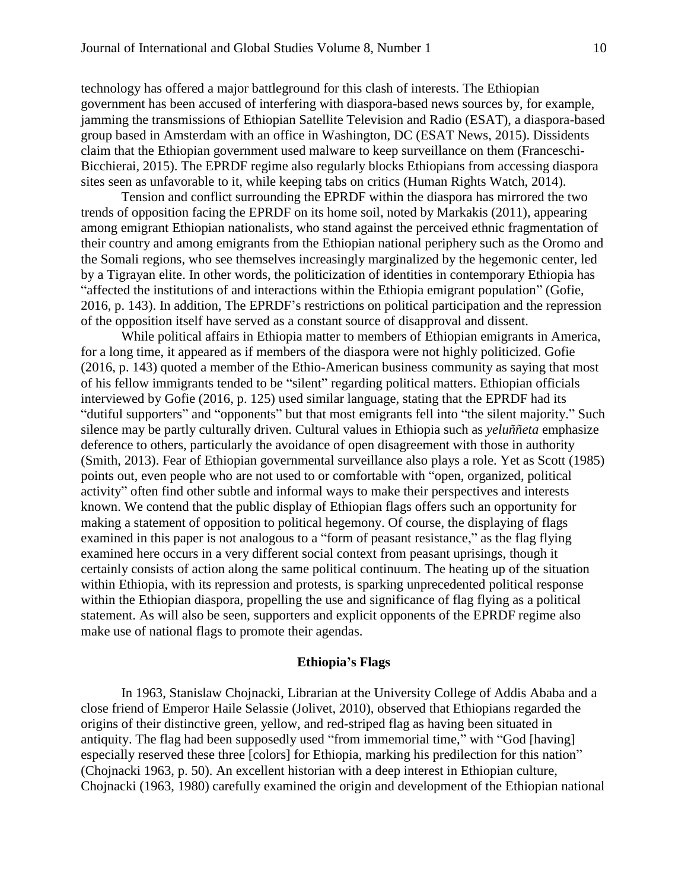technology has offered a major battleground for this clash of interests. The Ethiopian government has been accused of interfering with diaspora-based news sources by, for example, jamming the transmissions of Ethiopian Satellite Television and Radio (ESAT), a diaspora-based group based in Amsterdam with an office in Washington, DC (ESAT News, 2015). Dissidents claim that the Ethiopian government used malware to keep surveillance on them (Franceschi-Bicchierai, 2015). The EPRDF regime also regularly blocks Ethiopians from accessing diaspora sites seen as unfavorable to it, while keeping tabs on critics (Human Rights Watch, 2014).

Tension and conflict surrounding the EPRDF within the diaspora has mirrored the two trends of opposition facing the EPRDF on its home soil, noted by Markakis (2011), appearing among emigrant Ethiopian nationalists, who stand against the perceived ethnic fragmentation of their country and among emigrants from the Ethiopian national periphery such as the Oromo and the Somali regions, who see themselves increasingly marginalized by the hegemonic center, led by a Tigrayan elite. In other words, the politicization of identities in contemporary Ethiopia has "affected the institutions of and interactions within the Ethiopia emigrant population" (Gofie, 2016, p. 143). In addition, The EPRDF's restrictions on political participation and the repression of the opposition itself have served as a constant source of disapproval and dissent.

While political affairs in Ethiopia matter to members of Ethiopian emigrants in America, for a long time, it appeared as if members of the diaspora were not highly politicized. Gofie (2016, p. 143) quoted a member of the Ethio-American business community as saying that most of his fellow immigrants tended to be "silent" regarding political matters. Ethiopian officials interviewed by Gofie (2016, p. 125) used similar language, stating that the EPRDF had its "dutiful supporters" and "opponents" but that most emigrants fell into "the silent majority." Such silence may be partly culturally driven. Cultural values in Ethiopia such as *yeluññeta* emphasize deference to others, particularly the avoidance of open disagreement with those in authority (Smith, 2013). Fear of Ethiopian governmental surveillance also plays a role. Yet as Scott (1985) points out, even people who are not used to or comfortable with "open, organized, political activity" often find other subtle and informal ways to make their perspectives and interests known. We contend that the public display of Ethiopian flags offers such an opportunity for making a statement of opposition to political hegemony. Of course, the displaying of flags examined in this paper is not analogous to a "form of peasant resistance," as the flag flying examined here occurs in a very different social context from peasant uprisings, though it certainly consists of action along the same political continuum. The heating up of the situation within Ethiopia, with its repression and protests, is sparking unprecedented political response within the Ethiopian diaspora, propelling the use and significance of flag flying as a political statement. As will also be seen, supporters and explicit opponents of the EPRDF regime also make use of national flags to promote their agendas.

## Ethiopia's Flags

In 1963, Stanislaw Chojnacki, Librarian at the University College of Addis Ababa and a close friend of Emperor Haile Selassie (Jolivet, 2010), observed that Ethiopians regarded the origins of their distinctive green, yellow, and red-striped flag as having been situated in antiquity. The flag had been supposedly used "from immemorial time," with "God [having] especially reserved these three [colors] for Ethiopia, marking his predilection for this nation" (Chojnacki 1963, p. 50). An excellent historian with a deep interest in Ethiopian culture, Chojnacki (1963, 1980) carefully examined the origin and development of the Ethiopian national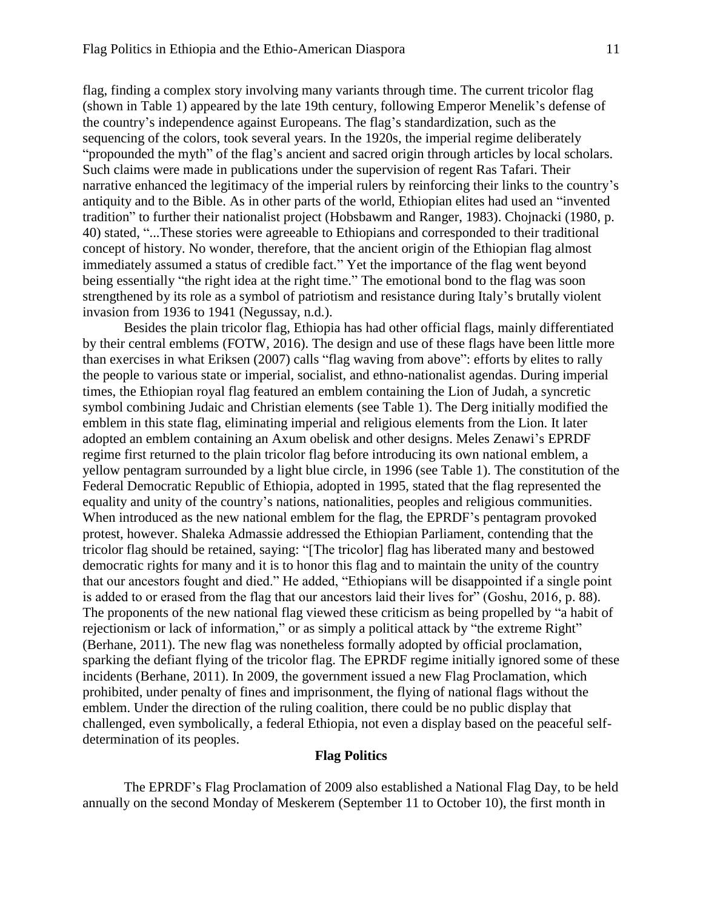flag, finding a complex story involving many variants through time. The current tricolor flag (shown in Table 1) appeared by the late 19th century, following Emperor Menelik's defense of the country's independence against Europeans. The flag's standardization, such as the sequencing of the colors, took several years. In the 1920s, the imperial regime deliberately "propounded the myth" of the flag's ancient and sacred origin through articles by local scholars. Such claims were made in publications under the supervision of regent Ras Tafari. Their narrative enhanced the legitimacy of the imperial rulers by reinforcing their links to the country's antiquity and to the Bible. As in other parts of the world, Ethiopian elites had used an "invented tradition" to further their nationalist project (Hobsbawm and Ranger, 1983). Chojnacki (1980, p. 40) stated, "...These stories were agreeable to Ethiopians and corresponded to their traditional concept of history. No wonder, therefore, that the ancient origin of the Ethiopian flag almost immediately assumed a status of credible fact." Yet the importance of the flag went beyond being essentially "the right idea at the right time." The emotional bond to the flag was soon strengthened by its role as a symbol of patriotism and resistance during Italy's brutally violent invasion from 1936 to 1941 (Negussay, n.d.).

Besides the plain tricolor flag, Ethiopia has had other official flags, mainly differentiated by their central emblems (FOTW, 2016). The design and use of these flags have been little more than exercises in what Eriksen (2007) calls "flag waving from above": efforts by elites to rally the people to various state or imperial, socialist, and ethno-nationalist agendas. During imperial times, the Ethiopian royal flag featured an emblem containing the Lion of Judah, a syncretic symbol combining Judaic and Christian elements (see Table 1). The Derg initially modified the emblem in this state flag, eliminating imperial and religious elements from the Lion. It later adopted an emblem containing an Axum obelisk and other designs. Meles Zenawi's EPRDF regime first returned to the plain tricolor flag before introducing its own national emblem, a yellow pentagram surrounded by a light blue circle, in 1996 (see Table 1). The constitution of the Federal Democratic Republic of Ethiopia, adopted in 1995, stated that the flag represented the equality and unity of the country's nations, nationalities, peoples and religious communities. When introduced as the new national emblem for the flag, the EPRDF's pentagram provoked protest, however. Shaleka Admassie addressed the Ethiopian Parliament, contending that the tricolor flag should be retained, saying: "[The tricolor] flag has liberated many and bestowed democratic rights for many and it is to honor this flag and to maintain the unity of the country that our ancestors fought and died." He added, "Ethiopians will be disappointed if a single point is added to or erased from the flag that our ancestors laid their lives for" (Goshu, 2016, p. 88). The proponents of the new national flag viewed these criticism as being propelled by "a habit of rejectionism or lack of information," or as simply a political attack by "the extreme Right" (Berhane, 2011). The new flag was nonetheless formally adopted by official proclamation, sparking the defiant flying of the tricolor flag. The EPRDF regime initially ignored some of these incidents (Berhane, 2011). In 2009, the government issued a new Flag Proclamation, which prohibited, under penalty of fines and imprisonment, the flying of national flags without the emblem. Under the direction of the ruling coalition, there could be no public display that challenged, even symbolically, a federal Ethiopia, not even a display based on the peaceful self-determination of its peoples.

## Flag Politics

The EPRDF's Flag Proclamation of 2009 also established a National Flag Day, to be held annually on the second Monday of Meskerem (September 11 to October 10), the first month in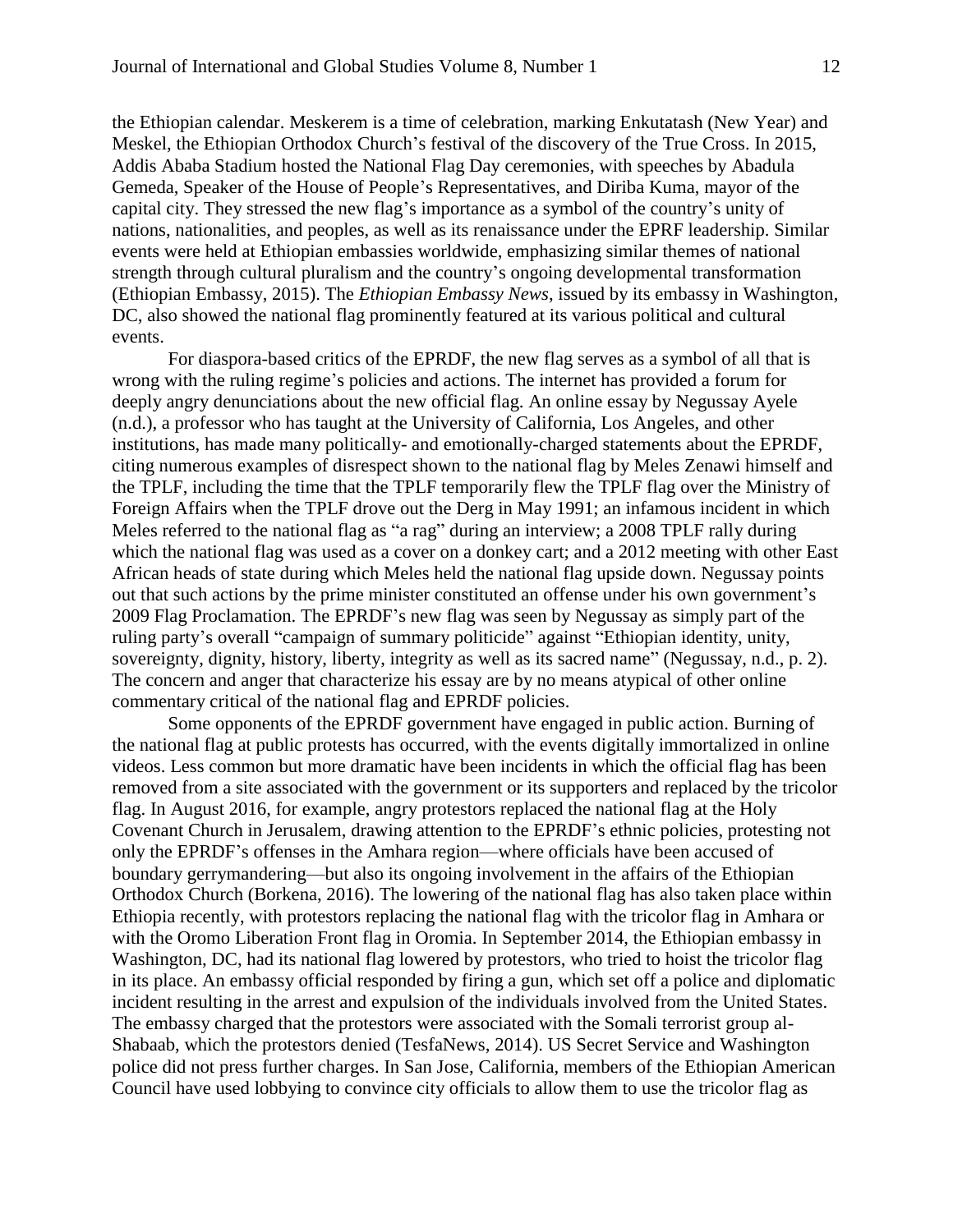the Ethiopian calendar. Meskerem is a time of celebration, marking Enkutatash (New Year) and Meskel, the Ethiopian Orthodox Church's festival of the discovery of the True Cross. In 2015, Addis Ababa Stadium hosted the National Flag Day ceremonies, with speeches by Abadula Gemeda, Speaker of the House of People's Representatives, and Diriba Kuma, mayor of the capital city. They stressed the new flag's importance as a symbol of the country's unity of nations, nationalities, and peoples, as well as its renaissance under the EPRF leadership. Similar events were held at Ethiopian embassies worldwide, emphasizing similar themes of national strength through cultural pluralism and the country's ongoing developmental transformation (Ethiopian Embassy, 2015). The *Ethiopian Embassy News*, issued by its embassy in Washington, DC, also showed the national flag prominently featured at its various political and cultural events.

For diaspora-based critics of the EPRDF, the new flag serves as a symbol of all that is wrong with the ruling regime's policies and actions. The internet has provided a forum for deeply angry denunciations about the new official flag. An online essay by Negussay Ayele (n.d.), a professor who has taught at the University of California, Los Angeles, and other institutions, has made many politically- and emotionally-charged statements about the EPRDF, citing numerous examples of disrespect shown to the national flag by Meles Zenawi himself and the TPLF, including the time that the TPLF temporarily flew the TPLF flag over the Ministry of Foreign Affairs when the TPLF drove out the Derg in May 1991; an infamous incident in which Meles referred to the national flag as "a rag" during an interview; a 2008 TPLF rally during which the national flag was used as a cover on a donkey cart; and a 2012 meeting with other East African heads of state during which Meles held the national flag upside down. Negussay points out that such actions by the prime minister constituted an offense under his own government's 2009 Flag Proclamation. The EPRDF's new flag was seen by Negussay as simply part of the ruling party's overall "campaign of summary politicide" against "Ethiopian identity, unity, sovereignty, dignity, history, liberty, integrity as well as its sacred name" (Negussay, n.d., p. 2). The concern and anger that characterize his essay are by no means atypical of other online commentary critical of the national flag and EPRDF policies.

Some opponents of the EPRDF government have engaged in public action. Burning of the national flag at public protests has occurred, with the events digitally immortalized in online videos. Less common but more dramatic have been incidents in which the official flag has been removed from a site associated with the government or its supporters and replaced by the tricolor flag. In August 2016, for example, angry protestors replaced the national flag at the Holy Covenant Church in Jerusalem, drawing attention to the EPRDF's ethnic policies, protesting not only the EPRDF's offenses in the Amhara region—where officials have been accused of boundary gerrymandering—but also its ongoing involvement in the affairs of the Ethiopian Orthodox Church (Borkena, 2016). The lowering of the national flag has also taken place within Ethiopia recently, with protestors replacing the national flag with the tricolor flag in Amhara or with the Oromo Liberation Front flag in Oromia. In September 2014, the Ethiopian embassy in Washington, DC, had its national flag lowered by protestors, who tried to hoist the tricolor flag in its place. An embassy official responded by firing a gun, which set off a police and diplomatic incident resulting in the arrest and expulsion of the individuals involved from the United States. The embassy charged that the protestors were associated with the Somali terrorist group al-Shabaab, which the protestors denied (TesfaNews, 2014). US Secret Service and Washington police did not press further charges. In San Jose, California, members of the Ethiopian American Council have used lobbying to convince city officials to allow them to use the tricolor flag as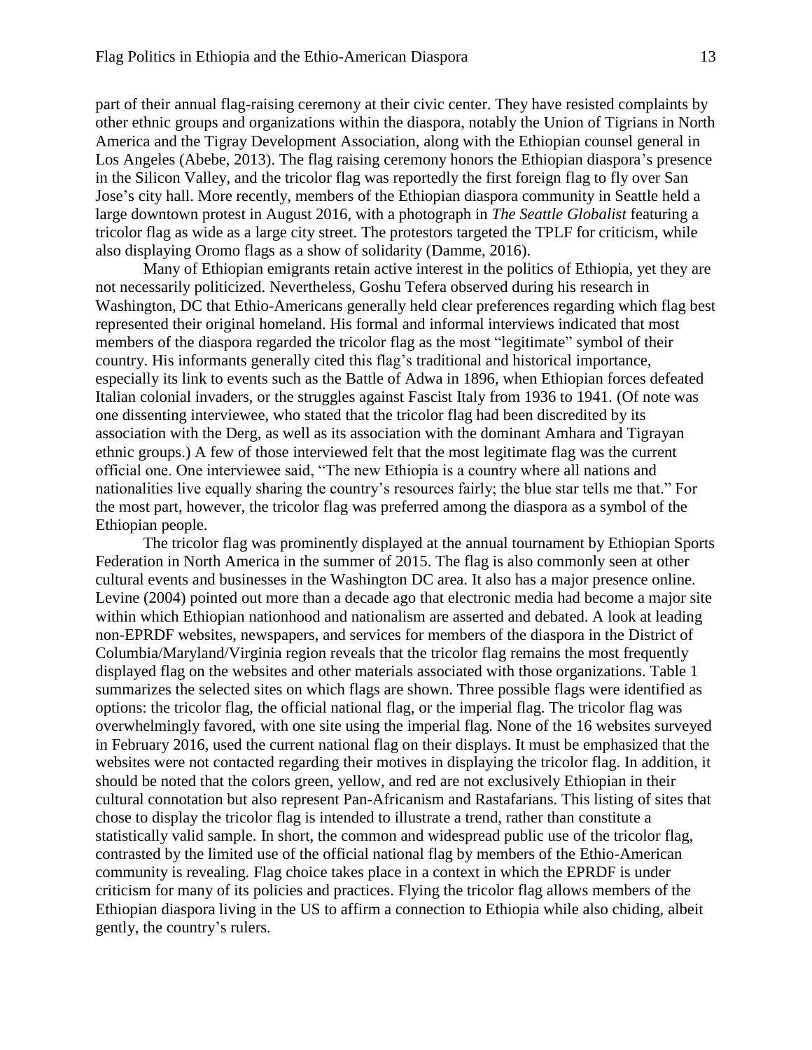part of their annual flag-raising ceremony at their civic center. They have resisted complaints by other ethnic groups and organizations within the diaspora, notably the Union of Tigrians in North America and the Tigray Development Association, along with the Ethiopian counsel general in Los Angeles (Abebe, 2013). The flag raising ceremony honors the Ethiopian diaspora's presence in the Silicon Valley, and the tricolor flag was reportedly the first foreign flag to fly over San Jose's city hall. More recently, members of the Ethiopian diaspora community in Seattle held a large downtown protest in August 2016, with a photograph in *The Seattle Globalist* featuring a tricolor flag as wide as a large city street. The protestors targeted the TPLF for criticism, while also displaying Oromo flags as a show of solidarity (Damme, 2016).

Many of Ethiopian emigrants retain active interest in the politics of Ethiopia, yet they are not necessarily politicized. Nevertheless, Goshu Tefera observed during his research in Washington, DC that Ethio-Americans generally held clear preferences regarding which flag best represented their original homeland. His formal and informal interviews indicated that most members of the diaspora regarded the tricolor flag as the most "legitimate" symbol of their country. His informants generally cited this flag's traditional and historical importance, especially its link to events such as the Battle of Adwa in 1896, when Ethiopian forces defeated Italian colonial invaders, or the struggles against Fascist Italy from 1936 to 1941. (Of note was one dissenting interviewee, who stated that the tricolor flag had been discredited by its association with the Derg, as well as its association with the dominant Amhara and Tigrayan ethnic groups.) A few of those interviewed felt that the most legitimate flag was the current official one. One interviewee said, "The new Ethiopia is a country where all nations and nationalities live equally sharing the country's resources fairly; the blue star tells me that." For the most part, however, the tricolor flag was preferred among the diaspora as a symbol of the Ethiopian people.

The tricolor flag was prominently displayed at the annual tournament by Ethiopian Sports Federation in North America in the summer of 2015. The flag is also commonly seen at other cultural events and businesses in the Washington DC area. It also has a major presence online. Levine (2004) pointed out more than a decade ago that electronic media had become a major site within which Ethiopian nationhood and nationalism are asserted and debated. A look at leading non-EPRDF websites, newspapers, and services for members of the diaspora in the District of Columbia/Maryland/Virginia region reveals that the tricolor flag remains the most frequently displayed flag on the websites and other materials associated with those organizations. Table 1 summarizes the selected sites on which flags are shown. Three possible flags were identified as options: the tricolor flag, the official national flag, or the imperial flag. The tricolor flag was overwhelmingly favored, with one site using the imperial flag. None of the 16 websites surveyed in February 2016, used the current national flag on their displays. It must be emphasized that the websites were not contacted regarding their motives in displaying the tricolor flag. In addition, it should be noted that the colors green, yellow, and red are not exclusively Ethiopian in their cultural connotation but also represent Pan-Africanism and Rastafarians. This listing of sites that chose to display the tricolor flag is intended to illustrate a trend, rather than constitute a statistically valid sample. In short, the common and widespread public use of the tricolor flag, contrasted by the limited use of the official national flag by members of the Ethio-American community is revealing. Flag choice takes place in a context in which the EPRDF is under criticism for many of its policies and practices. Flying the tricolor flag allows members of the Ethiopian diaspora living in the US to affirm a connection to Ethiopia while also chiding, albeit gently, the country's rulers.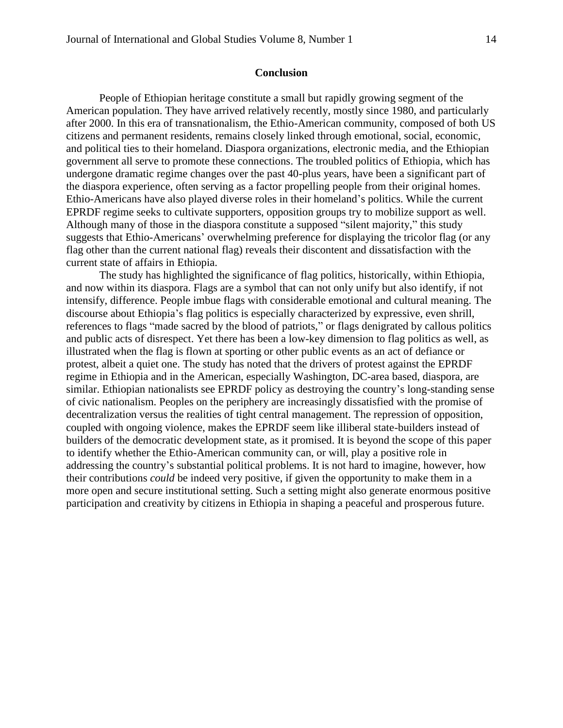## Conclusion

People of Ethiopian heritage constitute a small but rapidly growing segment of the American population. They have arrived relatively recently, mostly since 1980, and particularly after 2000. In this era of transnationalism, the Ethio-American community, composed of both US citizens and permanent residents, remains closely linked through emotional, social, economic, and political ties to their homeland. Diaspora organizations, electronic media, and the Ethiopian government all serve to promote these connections. The troubled politics of Ethiopia, which has undergone dramatic regime changes over the past 40-plus years, have been a significant part of the diaspora experience, often serving as a factor propelling people from their original homes. Ethio-Americans have also played diverse roles in their homeland's politics. While the current EPRDF regime seeks to cultivate supporters, opposition groups try to mobilize support as well. Although many of those in the diaspora constitute a supposed "silent majority," this study suggests that Ethio-Americans' overwhelming preference for displaying the tricolor flag (or any flag other than the current national flag) reveals their discontent and dissatisfaction with the current state of affairs in Ethiopia.

The study has highlighted the significance of flag politics, historically, within Ethiopia, and now within its diaspora. Flags are a symbol that can not only unify but also identify, if not intensify, difference. People imbue flags with considerable emotional and cultural meaning. The discourse about Ethiopia's flag politics is especially characterized by expressive, even shrill, references to flags "made sacred by the blood of patriots," or flags denigrated by callous politics and public acts of disrespect. Yet there has been a low-key dimension to flag politics as well, as illustrated when the flag is flown at sporting or other public events as an act of defiance or protest, albeit a quiet one. The study has noted that the drivers of protest against the EPRDF regime in Ethiopia and in the American, especially Washington, DC-area based, diaspora, are similar. Ethiopian nationalists see EPRDF policy as destroying the country's long-standing sense of civic nationalism. Peoples on the periphery are increasingly dissatisfied with the promise of decentralization versus the realities of tight central management. The repression of opposition, coupled with ongoing violence, makes the EPRDF seem like illiberal state-builders instead of builders of the democratic development state, as it promised. It is beyond the scope of this paper to identify whether the Ethio-American community can, or will, play a positive role in addressing the country's substantial political problems. It is not hard to imagine, however, how their contributions *could* be indeed very positive, if given the opportunity to make them in a more open and secure institutional setting. Such a setting might also generate enormous positive participation and creativity by citizens in Ethiopia in shaping a peaceful and prosperous future.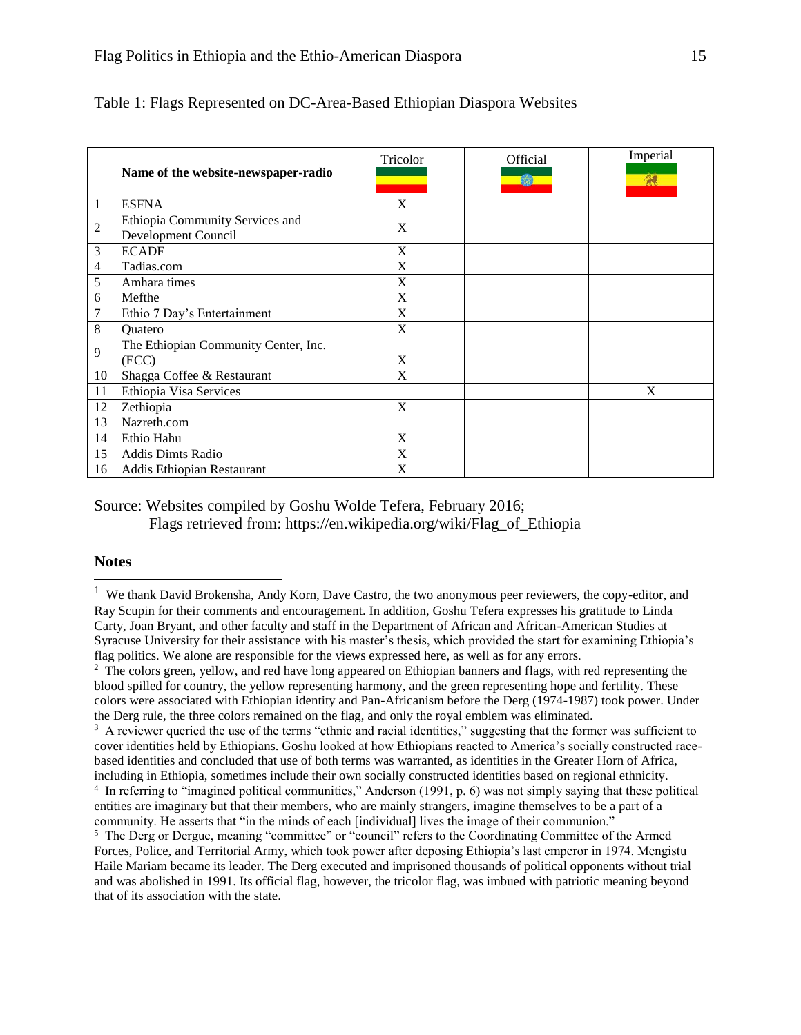Table 1: Flags Represented on DC-Area-Based Ethiopian Diaspora Websites

| | Name of the website-newspaper-radio | Tricolor | Official | Imperial |
|---|---|---|---|---|
| 1 | ESFNA | X | | |
| 2 | Ethiopia Community Services and Development Council | X | | |
| 3 | ECADF | X | | |
| 4 | Tadias.com | X | | |
| 5 | Amhara times | X | | |
| 6 | Mefthe | X | | |
| 7 | Ethio 7 Day's Entertainment | X | | |
| 8 | Quatero | X | | |
| 9 | The Ethiopian Community Center, Inc. (ECC) | X | | |
| 10 | Shagga Coffee & Restaurant | X | | |
| 11 | Ethiopia Visa Services | | | X |
| 12 | Zethiopia | X | | |
| 13 | Nazreth.com | | | |
| 14 | Ethio Hahu | X | | |
| 15 | Addis Dimts Radio | X | | |
| 16 | Addis Ethiopian Restaurant | X | | |

Source: Websites compiled by Goshu Wolde Tefera, February 2016;
Flags retrieved from: https://en.wikipedia.org/wiki/Flag_of_Ethiopia

## Notes

[1] We thank David Brokensha, Andy Korn, Dave Castro, the two anonymous peer reviewers, the copy-editor, and Ray Scupin for their comments and encouragement. In addition, Goshu Tefera expresses his gratitude to Linda Carty, Joan Bryant, and other faculty and staff in the Department of African and African-American Studies at Syracuse University for their assistance with his master's thesis, which provided the start for examining Ethiopia's flag politics. We alone are responsible for the views expressed here, as well as for any errors.

[2] The colors green, yellow, and red have long appeared on Ethiopian banners and flags, with red representing the blood spilled for country, the yellow representing harmony, and the green representing hope and fertility. These colors were associated with Ethiopian identity and Pan-Africanism before the Derg (1974-1987) took power. Under the Derg rule, the three colors remained on the flag, and only the royal emblem was eliminated.

[3] A reviewer queried the use of the terms "ethnic and racial identities," suggesting that the former was sufficient to cover identities held by Ethiopians. Goshu looked at how Ethiopians reacted to America's socially constructed race-based identities and concluded that use of both terms was warranted, as identities in the Greater Horn of Africa, including in Ethiopia, sometimes include their own socially constructed identities based on regional ethnicity.

[4] In referring to "imagined political communities," Anderson (1991, p. 6) was not simply saying that these political entities are imaginary but that their members, who are mainly strangers, imagine themselves to be a part of a community. He asserts that "in the minds of each [individual] lives the image of their communion."

[5] The Derg or Dergue, meaning "committee" or "council" refers to the Coordinating Committee of the Armed Forces, Police, and Territorial Army, which took power after deposing Ethiopia's last emperor in 1974. Mengistu Haile Mariam became its leader. The Derg executed and imprisoned thousands of political opponents without trial and was abolished in 1991. Its official flag, however, the tricolor flag, was imbued with patriotic meaning beyond that of its association with the state.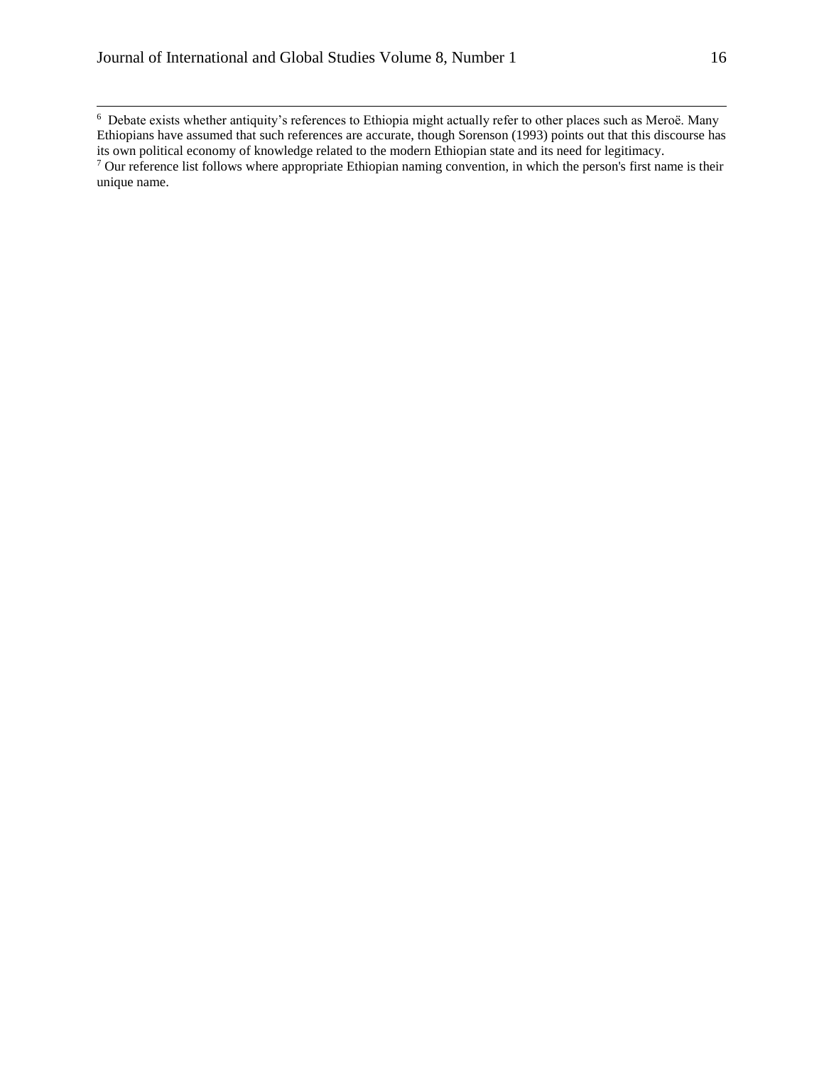[6] Debate exists whether antiquity's references to Ethiopia might actually refer to other places such as Meroë. Many Ethiopians have assumed that such references are accurate, though Sorenson (1993) points out that this discourse has its own political economy of knowledge related to the modern Ethiopian state and its need for legitimacy.

[7] Our reference list follows where appropriate Ethiopian naming convention, in which the person's first name is their unique name.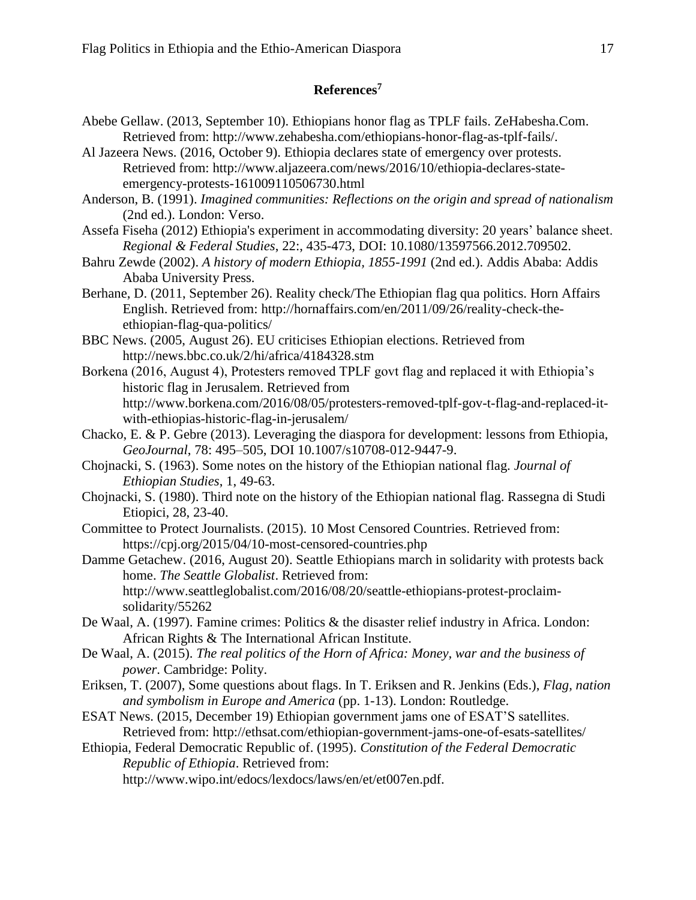## References[7]

Abebe Gellaw. (2013, September 10). Ethiopians honor flag as TPLF fails. ZeHabesha.Com. Retrieved from: http://www.zehabesha.com/ethiopians-honor-flag-as-tplf-fails/.

Al Jazeera News. (2016, October 9). Ethiopia declares state of emergency over protests. Retrieved from: http://www.aljazeera.com/news/2016/10/ethiopia-declares-state-emergency-protests-161009110506730.html

Anderson, B. (1991). *Imagined communities: Reflections on the origin and spread of nationalism* (2nd ed.). London: Verso.

Assefa Fiseha (2012) Ethiopia's experiment in accommodating diversity: 20 years' balance sheet. *Regional & Federal Studies*, 22:, 435-473, DOI: 10.1080/13597566.2012.709502.

Bahru Zewde (2002). *A history of modern Ethiopia, 1855-1991* (2nd ed.). Addis Ababa: Addis Ababa University Press.

Berhane, D. (2011, September 26). Reality check/The Ethiopian flag qua politics. Horn Affairs English. Retrieved from: http://hornaffairs.com/en/2011/09/26/reality-check-the-ethiopian-flag-qua-politics/

BBC News. (2005, August 26). EU criticises Ethiopian elections. Retrieved from http://news.bbc.co.uk/2/hi/africa/4184328.stm

Borkena (2016, August 4), Protesters removed TPLF govt flag and replaced it with Ethiopia's historic flag in Jerusalem. Retrieved from http://www.borkena.com/2016/08/05/protesters-removed-tplf-gov-t-flag-and-replaced-it-with-ethiopias-historic-flag-in-jerusalem/

Chacko, E. & P. Gebre (2013). Leveraging the diaspora for development: lessons from Ethiopia, *GeoJournal*, 78: 495–505, DOI 10.1007/s10708-012-9447-9.

Chojnacki, S. (1963). Some notes on the history of the Ethiopian national flag. *Journal of Ethiopian Studies*, 1, 49-63.

Chojnacki, S. (1980). Third note on the history of the Ethiopian national flag. Rassegna di Studi Etiopici, 28, 23-40.

Committee to Protect Journalists. (2015). 10 Most Censored Countries. Retrieved from: https://cpj.org/2015/04/10-most-censored-countries.php

Damme Getachew. (2016, August 20). Seattle Ethiopians march in solidarity with protests back home. *The Seattle Globalist*. Retrieved from: http://www.seattleglobalist.com/2016/08/20/seattle-ethiopians-protest-proclaim-solidarity/55262

De Waal, A. (1997). Famine crimes: Politics & the disaster relief industry in Africa. London: African Rights & The International African Institute.

De Waal, A. (2015). *The real politics of the Horn of Africa: Money, war and the business of power*. Cambridge: Polity.

Eriksen, T. (2007), Some questions about flags. In T. Eriksen and R. Jenkins (Eds.), *Flag, nation and symbolism in Europe and America* (pp. 1-13). London: Routledge.

ESAT News. (2015, December 19) Ethiopian government jams one of ESAT'S satellites. Retrieved from: http://ethsat.com/ethiopian-government-jams-one-of-esats-satellites/

Ethiopia, Federal Democratic Republic of. (1995). *Constitution of the Federal Democratic Republic of Ethiopia*. Retrieved from: http://www.wipo.int/edocs/lexdocs/laws/en/et/et007en.pdf.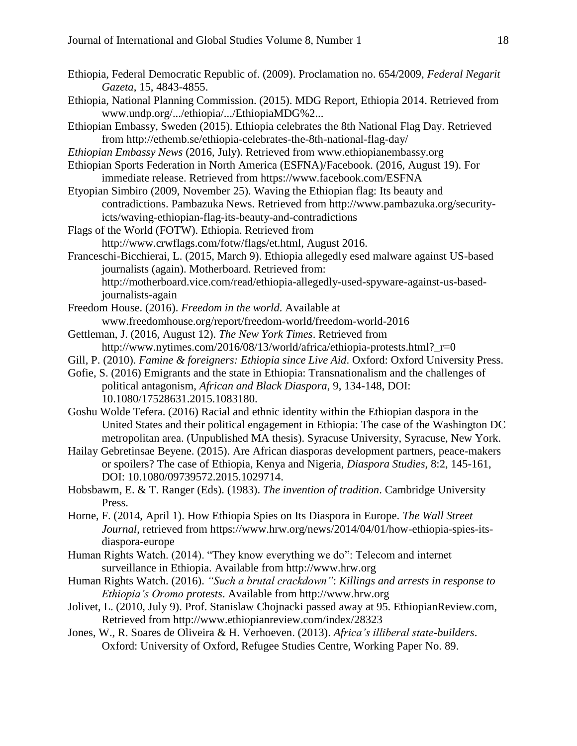Ethiopia, Federal Democratic Republic of. (2009). Proclamation no. 654/2009, *Federal Negarit Gazeta*, 15, 4843-4855.

Ethiopia, National Planning Commission. (2015). MDG Report, Ethiopia 2014. Retrieved from www.undp.org/.../ethiopia/.../EthiopiaMDG%2...

Ethiopian Embassy, Sweden (2015). Ethiopia celebrates the 8th National Flag Day. Retrieved from http://ethemb.se/ethiopia-celebrates-the-8th-national-flag-day/

*Ethiopian Embassy News* (2016, July). Retrieved from www.ethiopianembassy.org

Ethiopian Sports Federation in North America (ESFNA)/Facebook. (2016, August 19). For immediate release. Retrieved from https://www.facebook.com/ESFNA

Etyopian Simbiro (2009, November 25). Waving the Ethiopian flag: Its beauty and contradictions. Pambazuka News. Retrieved from http://www.pambazuka.org/security-icts/waving-ethiopian-flag-its-beauty-and-contradictions

Flags of the World (FOTW). Ethiopia. Retrieved from http://www.crwflags.com/fotw/flags/et.html, August 2016.

Franceschi-Bicchierai, L. (2015, March 9). Ethiopia allegedly esed malware against US-based journalists (again). Motherboard. Retrieved from: http://motherboard.vice.com/read/ethiopia-allegedly-used-spyware-against-us-based-journalists-again

Freedom House. (2016). *Freedom in the world.* Available at www.freedomhouse.org/report/freedom-world/freedom-world-2016

Gettleman, J. (2016, August 12). *The New York Times*. Retrieved from http://www.nytimes.com/2016/08/13/world/africa/ethiopia-protests.html?_r=0

Gill, P. (2010). *Famine & foreigners: Ethiopia since Live Aid*. Oxford: Oxford University Press.

Gofie, S. (2016) Emigrants and the state in Ethiopia: Transnationalism and the challenges of political antagonism, *African and Black Diaspora*, 9, 134-148, DOI: 10.1080/17528631.2015.1083180.

Goshu Wolde Tefera. (2016) Racial and ethnic identity within the Ethiopian daspora in the United States and their political engagement in Ethiopia: The case of the Washington DC metropolitan area. (Unpublished MA thesis). Syracuse University, Syracuse, New York.

Hailay Gebretinsae Beyene. (2015). Are African diasporas development partners, peace-makers or spoilers? The case of Ethiopia, Kenya and Nigeria, *Diaspora Studies*, 8:2, 145-161, DOI: 10.1080/09739572.2015.1029714.

Hobsbawm, E. & T. Ranger (Eds). (1983). *The invention of tradition*. Cambridge University Press.

Horne, F. (2014, April 1). How Ethiopia Spies on Its Diaspora in Europe. *The Wall Street Journal*, retrieved from https://www.hrw.org/news/2014/04/01/how-ethiopia-spies-its-diaspora-europe

Human Rights Watch. (2014). "They know everything we do": Telecom and internet surveillance in Ethiopia. Available from http://www.hrw.org

Human Rights Watch. (2016). *"Such a brutal crackdown"*: *Killings and arrests in response to Ethiopia's Oromo protests*. Available from http://www.hrw.org

Jolivet, L. (2010, July 9). Prof. Stanislaw Chojnacki passed away at 95. EthiopianReview.com, Retrieved from http://www.ethiopianreview.com/index/28323

Jones, W., R. Soares de Oliveira & H. Verhoeven. (2013). *Africa's illiberal state-builders*. Oxford: University of Oxford, Refugee Studies Centre, Working Paper No. 89.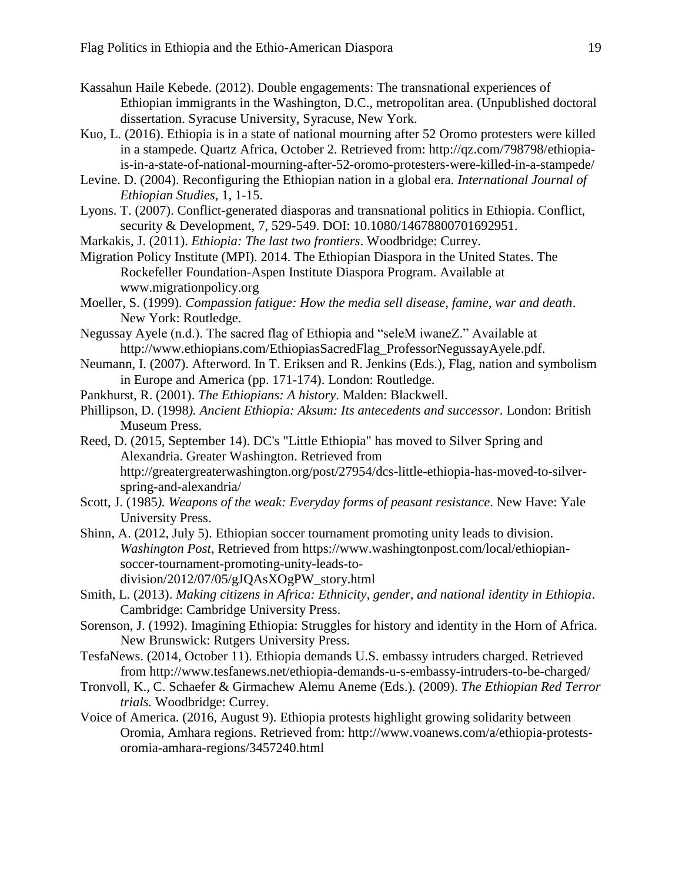Kassahun Haile Kebede. (2012). Double engagements: The transnational experiences of Ethiopian immigrants in the Washington, D.C., metropolitan area. (Unpublished doctoral dissertation. Syracuse University, Syracuse, New York.

Kuo, L. (2016). Ethiopia is in a state of national mourning after 52 Oromo protesters were killed in a stampede. Quartz Africa, October 2. Retrieved from: http://qz.com/798798/ethiopia-is-in-a-state-of-national-mourning-after-52-oromo-protesters-were-killed-in-a-stampede/

Levine. D. (2004). Reconfiguring the Ethiopian nation in a global era. *International Journal of Ethiopian Studies*, 1, 1-15.

Lyons. T. (2007). Conflict-generated diasporas and transnational politics in Ethiopia. Conflict, security & Development, 7, 529-549. DOI: 10.1080/14678800701692951.

Markakis, J. (2011). *Ethiopia: The last two frontiers*. Woodbridge: Currey.

Migration Policy Institute (MPI). 2014. The Ethiopian Diaspora in the United States. The Rockefeller Foundation-Aspen Institute Diaspora Program. Available at www.migrationpolicy.org

Moeller, S. (1999). *Compassion fatigue: How the media sell disease, famine, war and death*. New York: Routledge.

Negussay Ayele (n.d.). The sacred flag of Ethiopia and "seleM iwaneZ." Available at http://www.ethiopians.com/EthiopiasSacredFlag_ProfessorNegussayAyele.pdf.

Neumann, I. (2007). Afterword. In T. Eriksen and R. Jenkins (Eds.), Flag, nation and symbolism in Europe and America (pp. 171-174). London: Routledge.

Pankhurst, R. (2001). *The Ethiopians: A history*. Malden: Blackwell.

Phillipson, D. (1998*). Ancient Ethiopia: Aksum: Its antecedents and successor*. London: British Museum Press.

Reed, D. (2015, September 14). DC's "Little Ethiopia" has moved to Silver Spring and Alexandria. Greater Washington. Retrieved from http://greatergreaterwashington.org/post/27954/dcs-little-ethiopia-has-moved-to-silver-spring-and-alexandria/

Scott, J. (1985*). Weapons of the weak: Everyday forms of peasant resistance*. New Have: Yale University Press.

Shinn, A. (2012, July 5). Ethiopian soccer tournament promoting unity leads to division. *Washington Post*, Retrieved from https://www.washingtonpost.com/local/ethiopian-soccer-tournament-promoting-unity-leads-to-division/2012/07/05/gJQAsXOgPW_story.html

Smith, L. (2013). *Making citizens in Africa: Ethnicity, gender, and national identity in Ethiopia*. Cambridge: Cambridge University Press.

Sorenson, J. (1992). Imagining Ethiopia: Struggles for history and identity in the Horn of Africa. New Brunswick: Rutgers University Press.

TesfaNews. (2014, October 11). Ethiopia demands U.S. embassy intruders charged. Retrieved from http://www.tesfanews.net/ethiopia-demands-u-s-embassy-intruders-to-be-charged/

Tronvoll, K., C. Schaefer & Girmachew Alemu Aneme (Eds.). (2009). *The Ethiopian Red Terror trials.* Woodbridge: Currey.

Voice of America. (2016, August 9). Ethiopia protests highlight growing solidarity between Oromia, Amhara regions. Retrieved from: http://www.voanews.com/a/ethiopia-protests-oromia-amhara-regions/3457240.html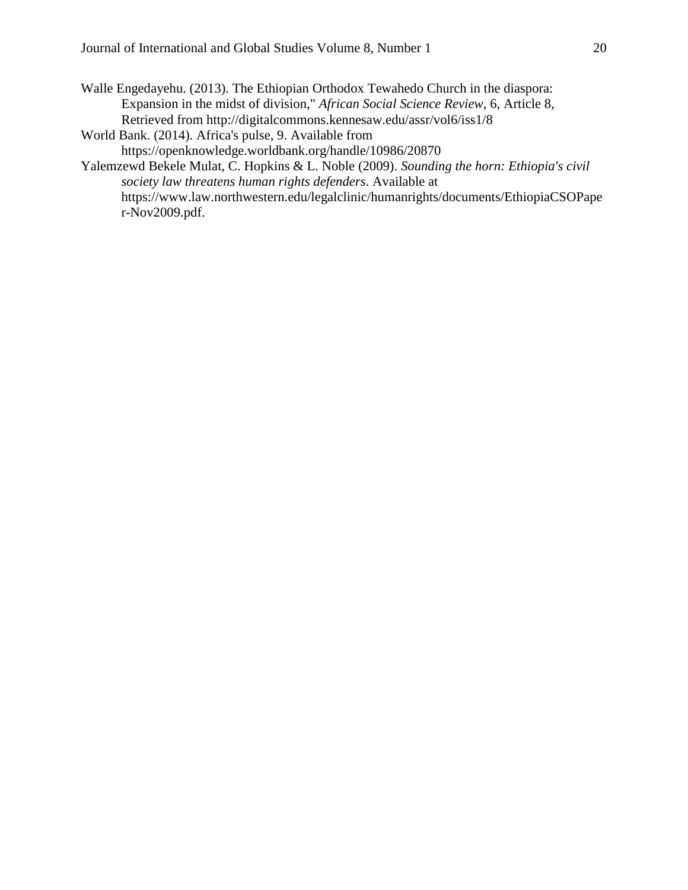Walle Engedayehu. (2013). The Ethiopian Orthodox Tewahedo Church in the diaspora: Expansion in the midst of division," *African Social Science Review*, 6, Article 8, Retrieved from http://digitalcommons.kennesaw.edu/assr/vol6/iss1/8

World Bank. (2014). Africa's pulse, 9. Available from https://openknowledge.worldbank.org/handle/10986/20870

Yalemzewd Bekele Mulat, C. Hopkins & L. Noble (2009). *Sounding the horn: Ethiopia's civil society law threatens human rights defenders*. Available at https://www.law.northwestern.edu/legalclinic/humanrights/documents/EthiopiaCSOPaper-Nov2009.pdf.